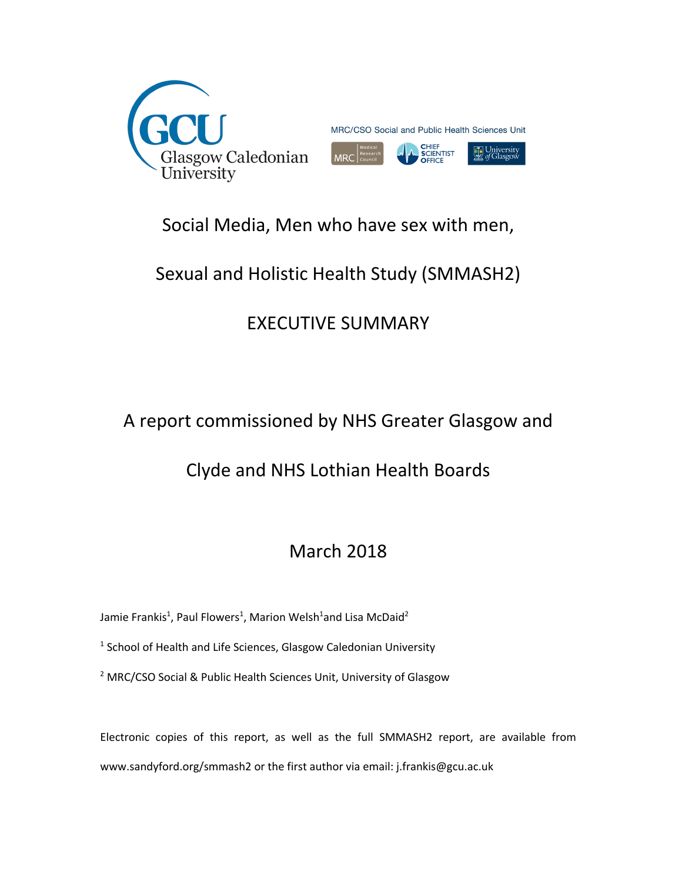# Social Media, Men who have sex with men, Sexual and Holistic Health Study (SMMASH2)

## EXECUTIVE SUMMARY

A report commissioned by NHS Greater Glasgow and Clyde and NHS Lothian Health Boards

March 2018

Jamie Frankis[1], Paul Flowers[1], Marion Welsh[1] and Lisa McDaid[2]

[1] School of Health and Life Sciences, Glasgow Caledonian University

[2] MRC/CSO Social & Public Health Sciences Unit, University of Glasgow

Electronic copies of this report, as well as the full SMMASH2 report, are available from www.sandyford.org/smmash2 or the first author via email: j.frankis@gcu.ac.uk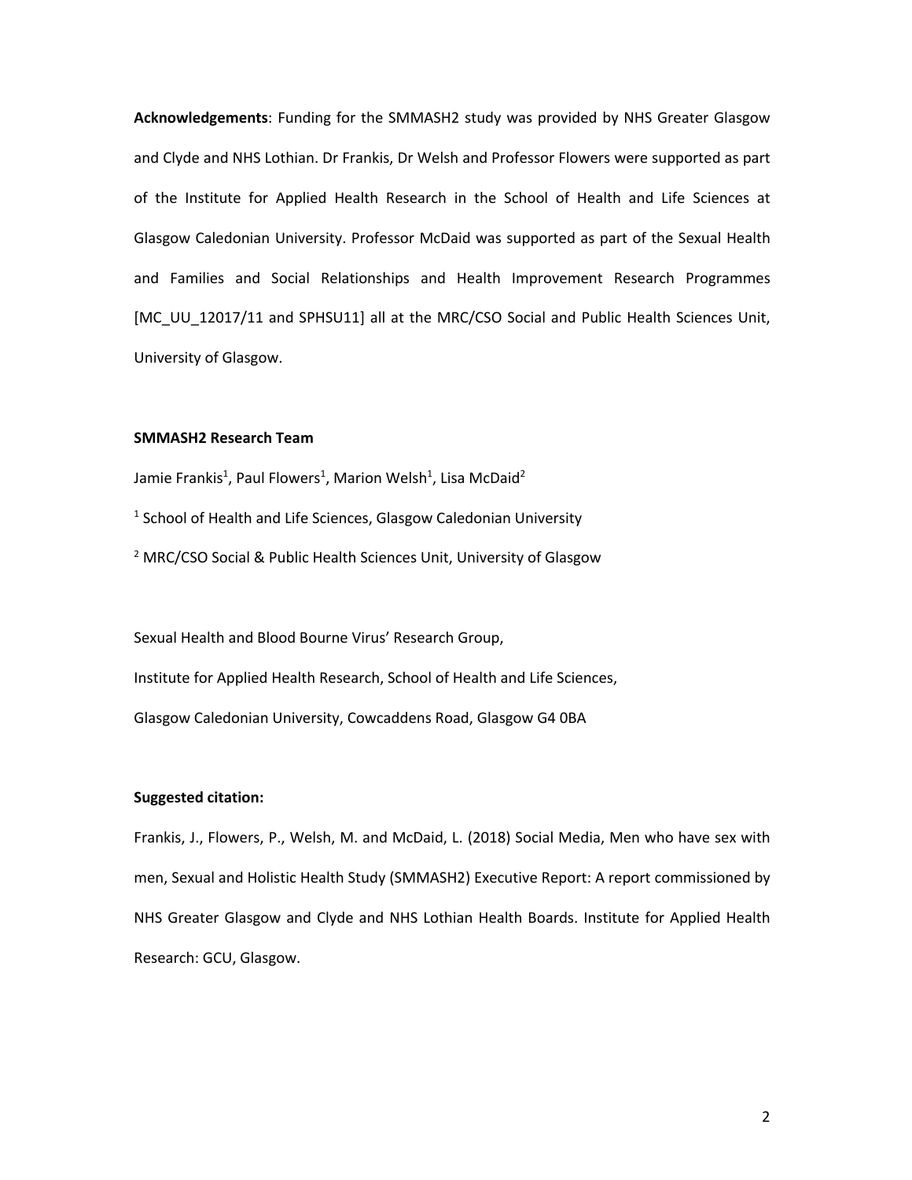**Acknowledgements**: Funding for the SMMASH2 study was provided by NHS Greater Glasgow and Clyde and NHS Lothian. Dr Frankis, Dr Welsh and Professor Flowers were supported as part of the Institute for Applied Health Research in the School of Health and Life Sciences at Glasgow Caledonian University. Professor McDaid was supported as part of the Sexual Health and Families and Social Relationships and Health Improvement Research Programmes [MC_UU_12017/11 and SPHSU11] all at the MRC/CSO Social and Public Health Sciences Unit, University of Glasgow.

**SMMASH2 Research Team**

Jamie Frankis[1], Paul Flowers[1], Marion Welsh[1], Lisa McDaid[2]

[1] School of Health and Life Sciences, Glasgow Caledonian University

[2] MRC/CSO Social & Public Health Sciences Unit, University of Glasgow

Sexual Health and Blood Bourne Virus' Research Group,

Institute for Applied Health Research, School of Health and Life Sciences,

Glasgow Caledonian University, Cowcaddens Road, Glasgow G4 0BA

**Suggested citation:**

Frankis, J., Flowers, P., Welsh, M. and McDaid, L. (2018) Social Media, Men who have sex with men, Sexual and Holistic Health Study (SMMASH2) Executive Report: A report commissioned by NHS Greater Glasgow and Clyde and NHS Lothian Health Boards. Institute for Applied Health Research: GCU, Glasgow.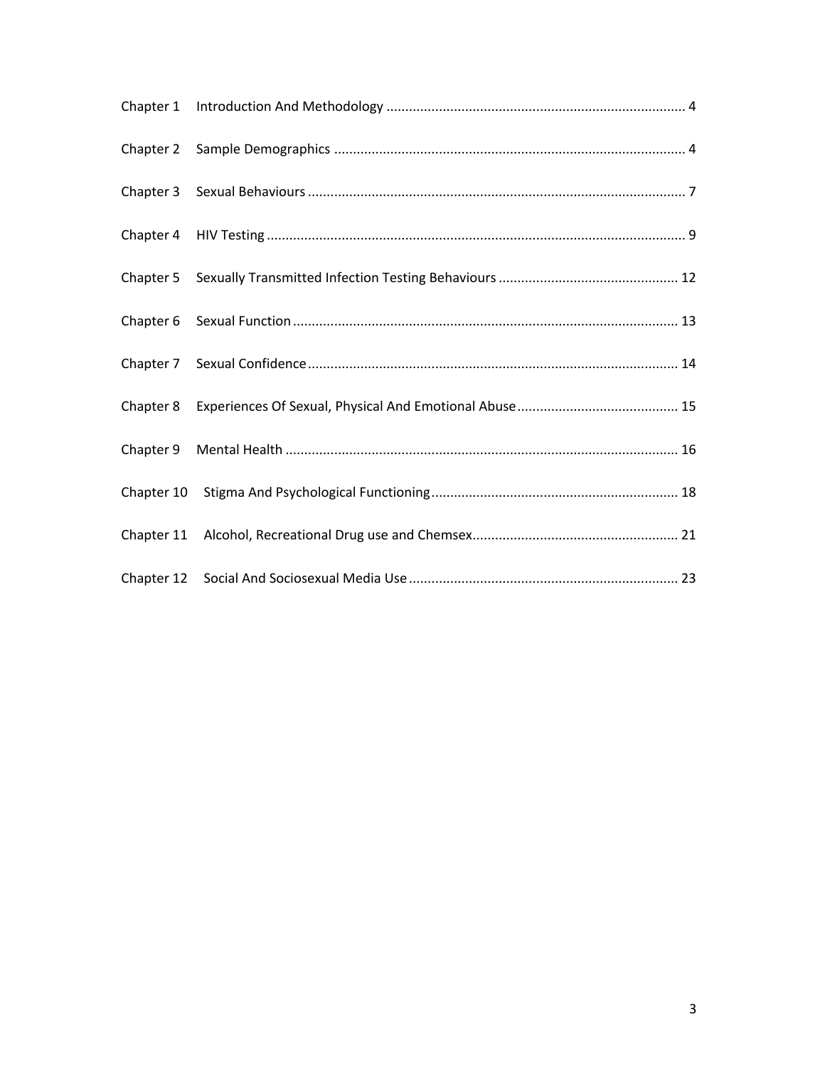Chapter 1 Introduction And Methodology ............................................................................... 4

Chapter 2 Sample Demographics ............................................................................................. 4

Chapter 3 Sexual Behaviours .................................................................................................... 7

Chapter 4 HIV Testing ............................................................................................................... 9

Chapter 5 Sexually Transmitted Infection Testing Behaviours ................................................ 12

Chapter 6 Sexual Function ...................................................................................................... 13

Chapter 7 Sexual Confidence .................................................................................................. 14

Chapter 8 Experiences Of Sexual, Physical And Emotional Abuse ........................................... 15

Chapter 9 Mental Health ........................................................................................................ 16

Chapter 10 Stigma And Psychological Functioning ................................................................. 18

Chapter 11 Alcohol, Recreational Drug use and Chemsex....................................................... 21

Chapter 12 Social And Sociosexual Media Use ....................................................................... 23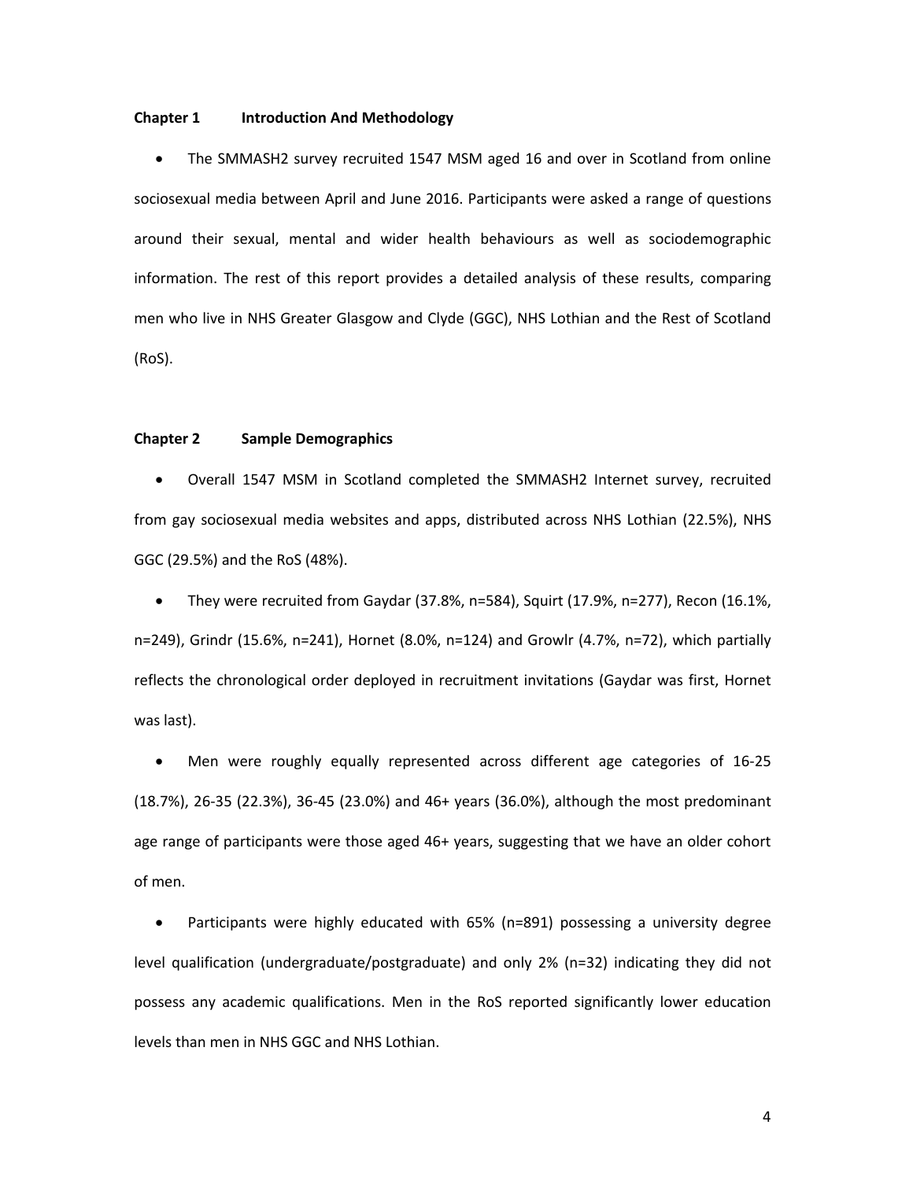## Chapter 1 Introduction And Methodology

- The SMMASH2 survey recruited 1547 MSM aged 16 and over in Scotland from online sociosexual media between April and June 2016. Participants were asked a range of questions around their sexual, mental and wider health behaviours as well as sociodemographic information. The rest of this report provides a detailed analysis of these results, comparing men who live in NHS Greater Glasgow and Clyde (GGC), NHS Lothian and the Rest of Scotland (RoS).

## Chapter 2 Sample Demographics

- Overall 1547 MSM in Scotland completed the SMMASH2 Internet survey, recruited from gay sociosexual media websites and apps, distributed across NHS Lothian (22.5%), NHS GGC (29.5%) and the RoS (48%).
- They were recruited from Gaydar (37.8%, n=584), Squirt (17.9%, n=277), Recon (16.1%, n=249), Grindr (15.6%, n=241), Hornet (8.0%, n=124) and Growlr (4.7%, n=72), which partially reflects the chronological order deployed in recruitment invitations (Gaydar was first, Hornet was last).
- Men were roughly equally represented across different age categories of 16-25 (18.7%), 26-35 (22.3%), 36-45 (23.0%) and 46+ years (36.0%), although the most predominant age range of participants were those aged 46+ years, suggesting that we have an older cohort of men.
- Participants were highly educated with 65% (n=891) possessing a university degree level qualification (undergraduate/postgraduate) and only 2% (n=32) indicating they did not possess any academic qualifications. Men in the RoS reported significantly lower education levels than men in NHS GGC and NHS Lothian.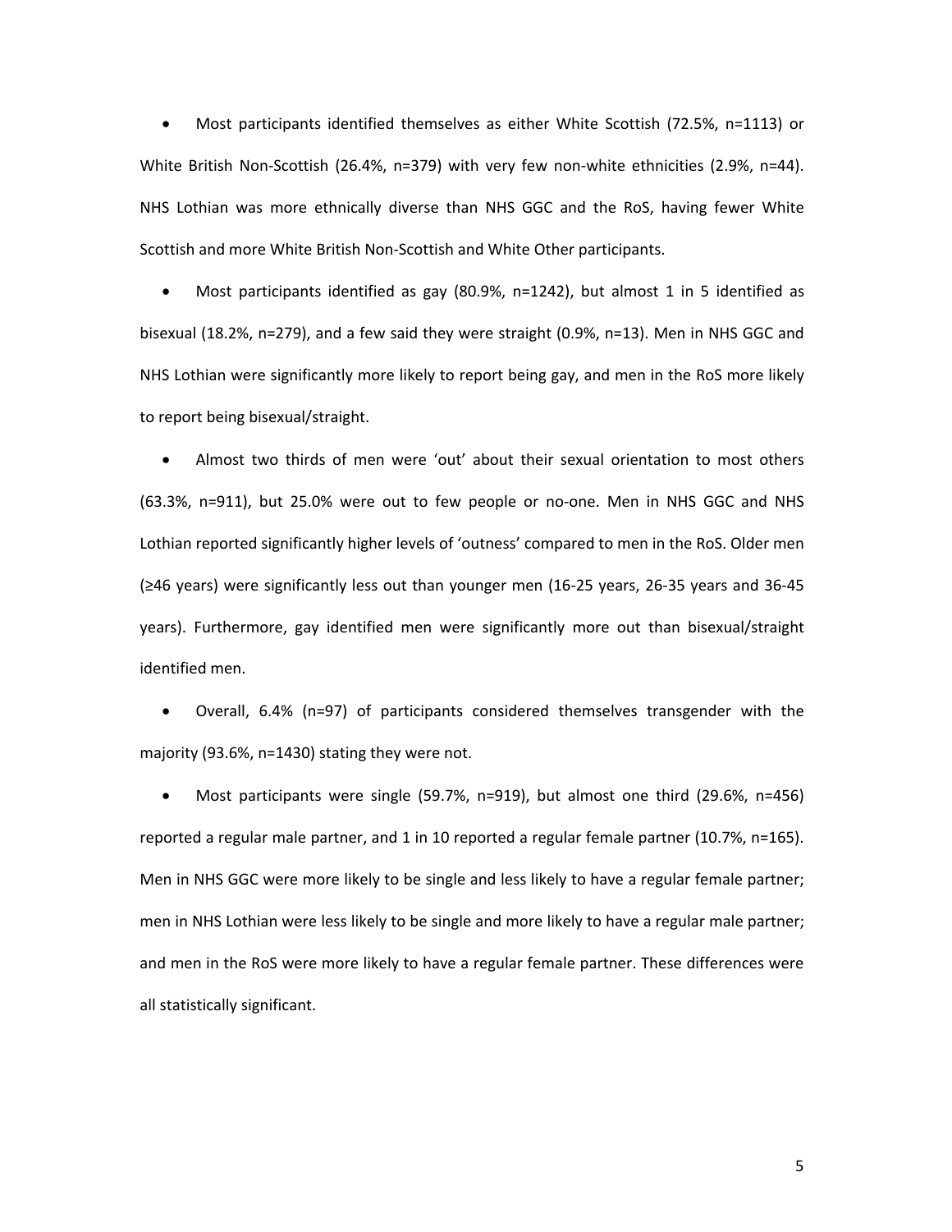- Most participants identified themselves as either White Scottish (72.5%, n=1113) or White British Non-Scottish (26.4%, n=379) with very few non-white ethnicities (2.9%, n=44). NHS Lothian was more ethnically diverse than NHS GGC and the RoS, having fewer White Scottish and more White British Non-Scottish and White Other participants.

- Most participants identified as gay (80.9%, n=1242), but almost 1 in 5 identified as bisexual (18.2%, n=279), and a few said they were straight (0.9%, n=13). Men in NHS GGC and NHS Lothian were significantly more likely to report being gay, and men in the RoS more likely to report being bisexual/straight.

- Almost two thirds of men were 'out' about their sexual orientation to most others (63.3%, n=911), but 25.0% were out to few people or no-one. Men in NHS GGC and NHS Lothian reported significantly higher levels of 'outness' compared to men in the RoS. Older men (≥46 years) were significantly less out than younger men (16-25 years, 26-35 years and 36-45 years). Furthermore, gay identified men were significantly more out than bisexual/straight identified men.

- Overall, 6.4% (n=97) of participants considered themselves transgender with the majority (93.6%, n=1430) stating they were not.

- Most participants were single (59.7%, n=919), but almost one third (29.6%, n=456) reported a regular male partner, and 1 in 10 reported a regular female partner (10.7%, n=165). Men in NHS GGC were more likely to be single and less likely to have a regular female partner; men in NHS Lothian were less likely to be single and more likely to have a regular male partner; and men in the RoS were more likely to have a regular female partner. These differences were all statistically significant.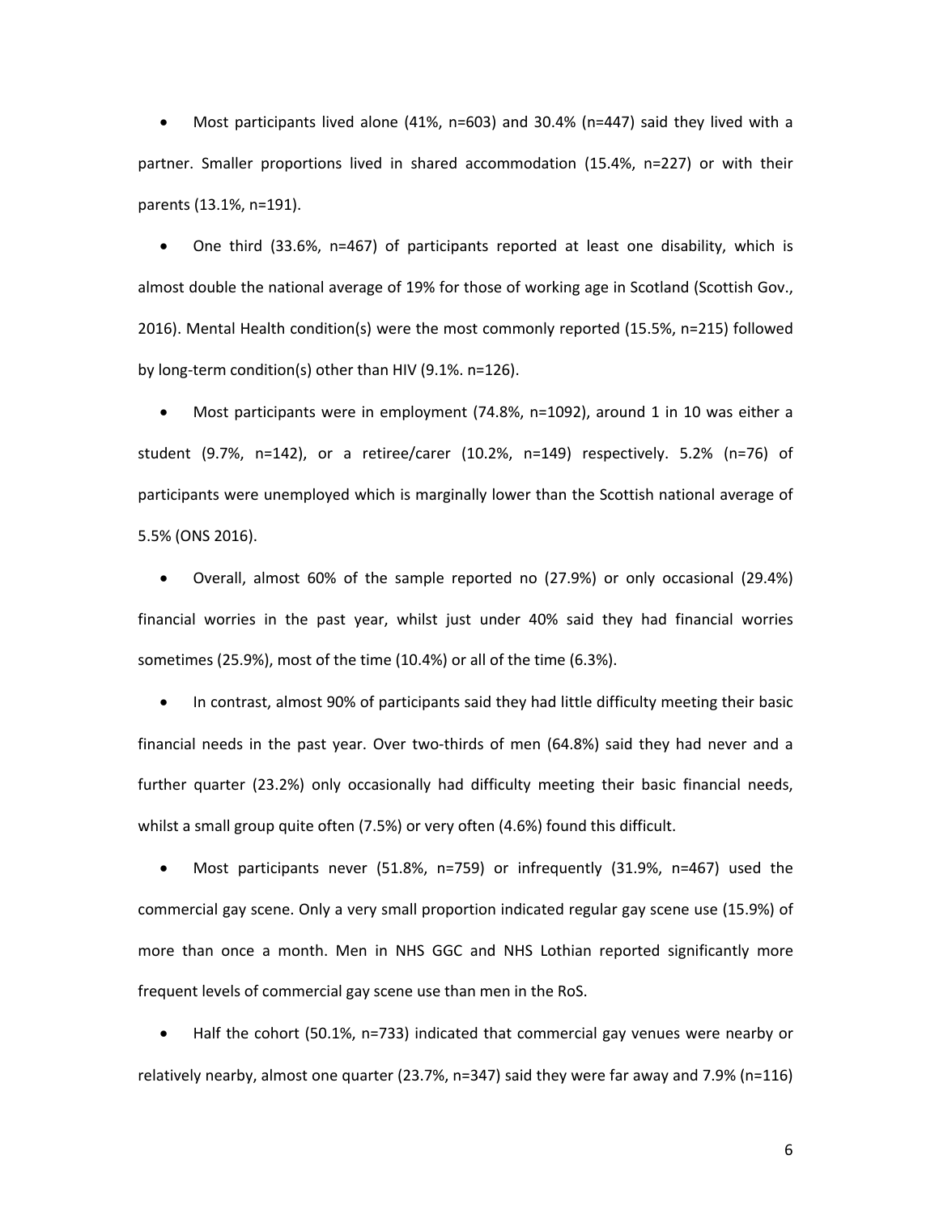- Most participants lived alone (41%, n=603) and 30.4% (n=447) said they lived with a partner. Smaller proportions lived in shared accommodation (15.4%, n=227) or with their parents (13.1%, n=191).

- One third (33.6%, n=467) of participants reported at least one disability, which is almost double the national average of 19% for those of working age in Scotland (Scottish Gov., 2016). Mental Health condition(s) were the most commonly reported (15.5%, n=215) followed by long-term condition(s) other than HIV (9.1%. n=126).

- Most participants were in employment (74.8%, n=1092), around 1 in 10 was either a student (9.7%, n=142), or a retiree/carer (10.2%, n=149) respectively. 5.2% (n=76) of participants were unemployed which is marginally lower than the Scottish national average of 5.5% (ONS 2016).

- Overall, almost 60% of the sample reported no (27.9%) or only occasional (29.4%) financial worries in the past year, whilst just under 40% said they had financial worries sometimes (25.9%), most of the time (10.4%) or all of the time (6.3%).

- In contrast, almost 90% of participants said they had little difficulty meeting their basic financial needs in the past year. Over two-thirds of men (64.8%) said they had never and a further quarter (23.2%) only occasionally had difficulty meeting their basic financial needs, whilst a small group quite often (7.5%) or very often (4.6%) found this difficult.

- Most participants never (51.8%, n=759) or infrequently (31.9%, n=467) used the commercial gay scene. Only a very small proportion indicated regular gay scene use (15.9%) of more than once a month. Men in NHS GGC and NHS Lothian reported significantly more frequent levels of commercial gay scene use than men in the RoS.

- Half the cohort (50.1%, n=733) indicated that commercial gay venues were nearby or relatively nearby, almost one quarter (23.7%, n=347) said they were far away and 7.9% (n=116)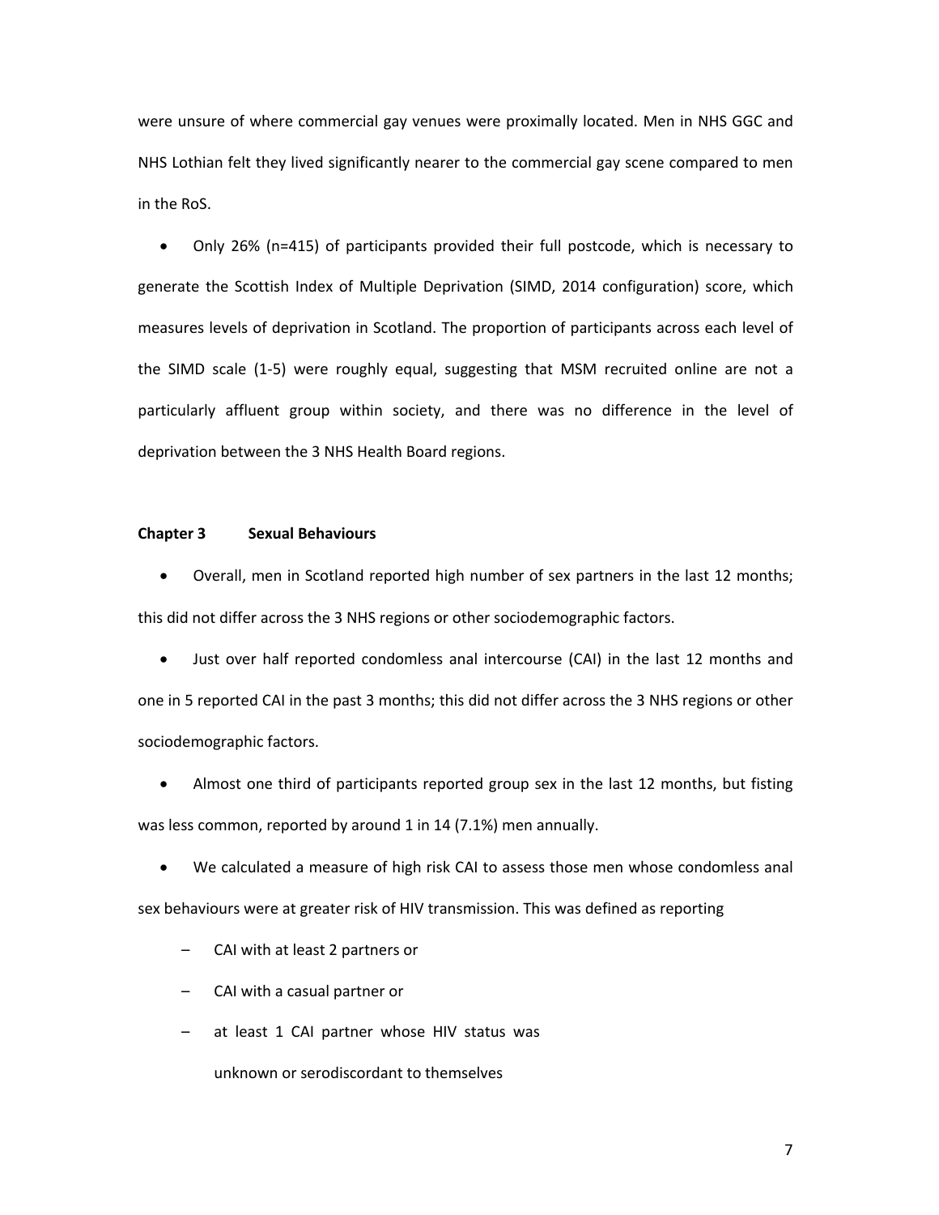were unsure of where commercial gay venues were proximally located. Men in NHS GGC and NHS Lothian felt they lived significantly nearer to the commercial gay scene compared to men in the RoS.

- Only 26% (n=415) of participants provided their full postcode, which is necessary to generate the Scottish Index of Multiple Deprivation (SIMD, 2014 configuration) score, which measures levels of deprivation in Scotland. The proportion of participants across each level of the SIMD scale (1-5) were roughly equal, suggesting that MSM recruited online are not a particularly affluent group within society, and there was no difference in the level of deprivation between the 3 NHS Health Board regions.

## Chapter 3 Sexual Behaviours

- Overall, men in Scotland reported high number of sex partners in the last 12 months; this did not differ across the 3 NHS regions or other sociodemographic factors.
- Just over half reported condomless anal intercourse (CAI) in the last 12 months and one in 5 reported CAI in the past 3 months; this did not differ across the 3 NHS regions or other sociodemographic factors.
- Almost one third of participants reported group sex in the last 12 months, but fisting was less common, reported by around 1 in 14 (7.1%) men annually.
- We calculated a measure of high risk CAI to assess those men whose condomless anal sex behaviours were at greater risk of HIV transmission. This was defined as reporting
  - CAI with at least 2 partners or
  - CAI with a casual partner or
  - at least 1 CAI partner whose HIV status was unknown or serodiscordant to themselves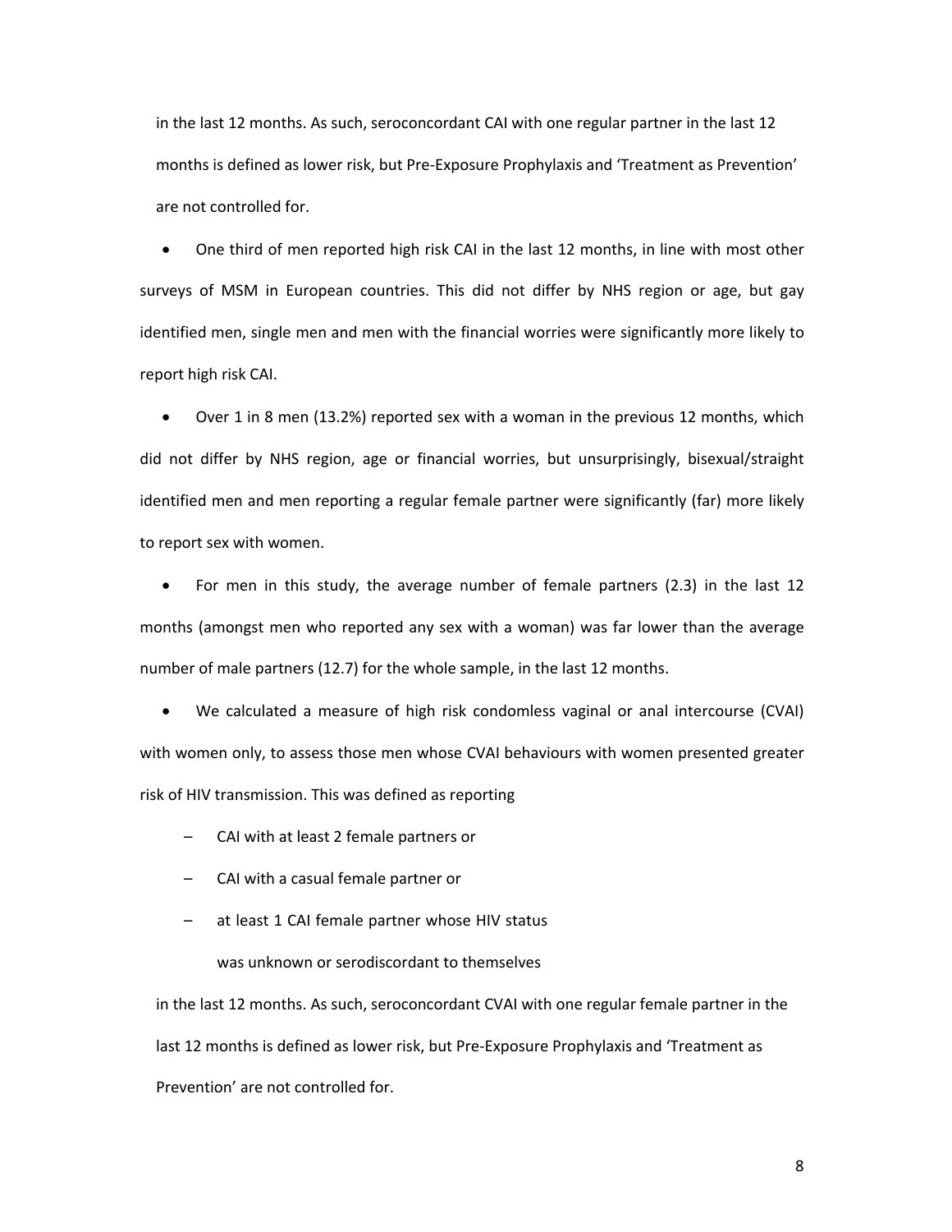in the last 12 months. As such, seroconcordant CAI with one regular partner in the last 12 months is defined as lower risk, but Pre-Exposure Prophylaxis and 'Treatment as Prevention' are not controlled for.

- One third of men reported high risk CAI in the last 12 months, in line with most other surveys of MSM in European countries. This did not differ by NHS region or age, but gay identified men, single men and men with the financial worries were significantly more likely to report high risk CAI.

- Over 1 in 8 men (13.2%) reported sex with a woman in the previous 12 months, which did not differ by NHS region, age or financial worries, but unsurprisingly, bisexual/straight identified men and men reporting a regular female partner were significantly (far) more likely to report sex with women.

- For men in this study, the average number of female partners (2.3) in the last 12 months (amongst men who reported any sex with a woman) was far lower than the average number of male partners (12.7) for the whole sample, in the last 12 months.

- We calculated a measure of high risk condomless vaginal or anal intercourse (CVAI) with women only, to assess those men whose CVAI behaviours with women presented greater risk of HIV transmission. This was defined as reporting
  - CAI with at least 2 female partners or
  - CAI with a casual female partner or
  - at least 1 CAI female partner whose HIV status was unknown or serodiscordant to themselves

  in the last 12 months. As such, seroconcordant CVAI with one regular female partner in the last 12 months is defined as lower risk, but Pre-Exposure Prophylaxis and 'Treatment as Prevention' are not controlled for.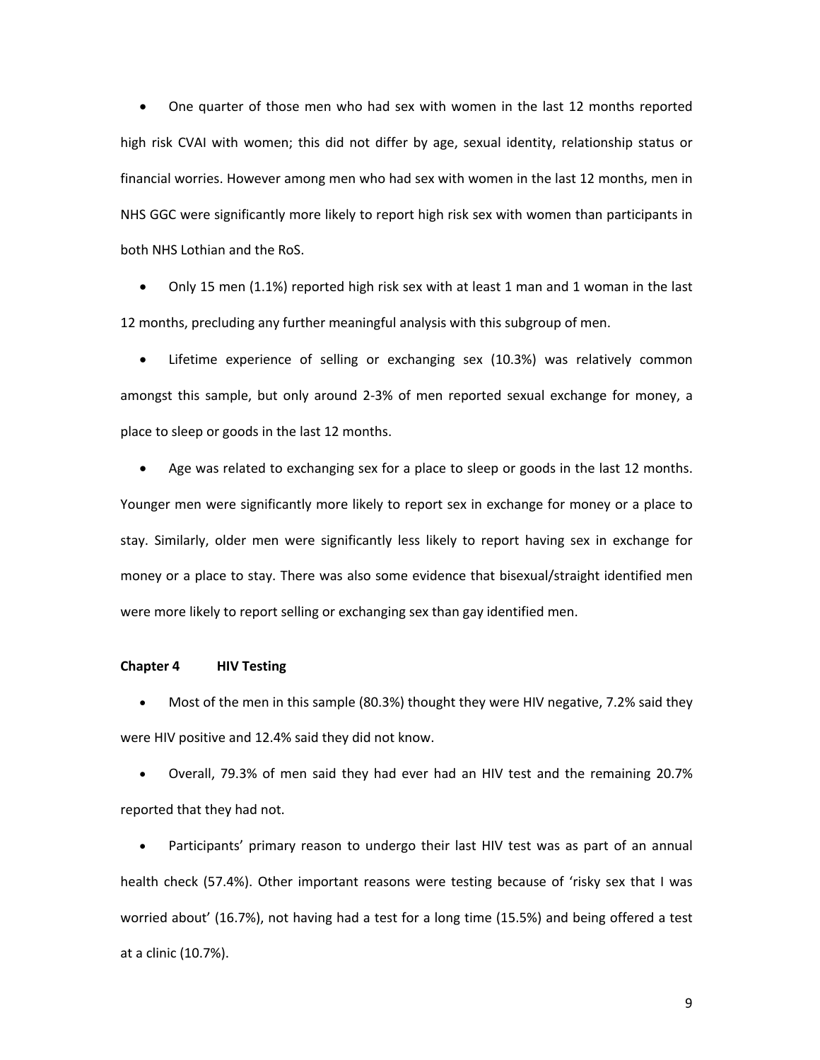- One quarter of those men who had sex with women in the last 12 months reported high risk CVAI with women; this did not differ by age, sexual identity, relationship status or financial worries. However among men who had sex with women in the last 12 months, men in NHS GGC were significantly more likely to report high risk sex with women than participants in both NHS Lothian and the RoS.

- Only 15 men (1.1%) reported high risk sex with at least 1 man and 1 woman in the last 12 months, precluding any further meaningful analysis with this subgroup of men.

- Lifetime experience of selling or exchanging sex (10.3%) was relatively common amongst this sample, but only around 2-3% of men reported sexual exchange for money, a place to sleep or goods in the last 12 months.

- Age was related to exchanging sex for a place to sleep or goods in the last 12 months. Younger men were significantly more likely to report sex in exchange for money or a place to stay. Similarly, older men were significantly less likely to report having sex in exchange for money or a place to stay. There was also some evidence that bisexual/straight identified men were more likely to report selling or exchanging sex than gay identified men.

**Chapter 4 HIV Testing**

- Most of the men in this sample (80.3%) thought they were HIV negative, 7.2% said they were HIV positive and 12.4% said they did not know.

- Overall, 79.3% of men said they had ever had an HIV test and the remaining 20.7% reported that they had not.

- Participants' primary reason to undergo their last HIV test was as part of an annual health check (57.4%). Other important reasons were testing because of 'risky sex that I was worried about' (16.7%), not having had a test for a long time (15.5%) and being offered a test at a clinic (10.7%).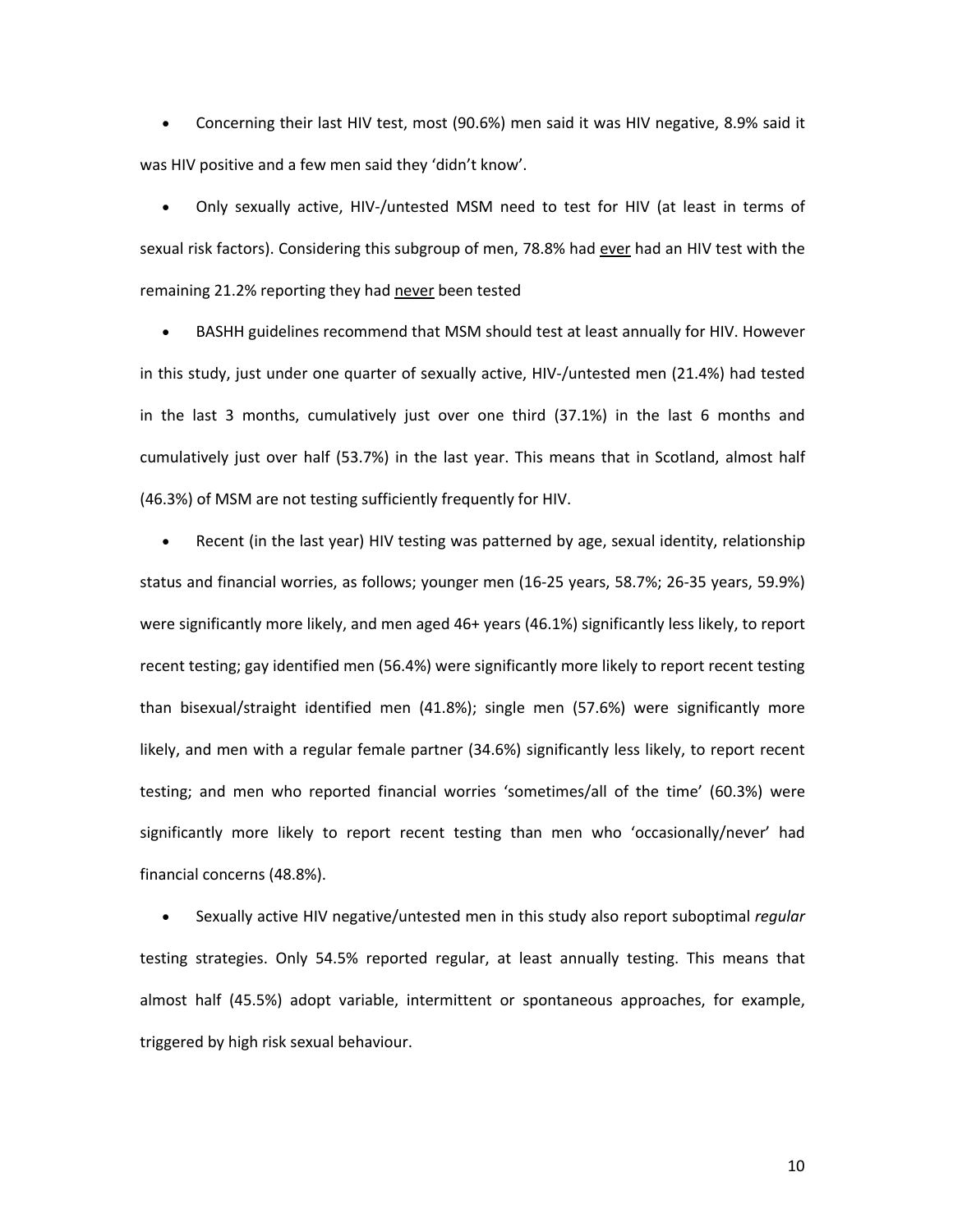- Concerning their last HIV test, most (90.6%) men said it was HIV negative, 8.9% said it was HIV positive and a few men said they 'didn't know'.

- Only sexually active, HIV-/untested MSM need to test for HIV (at least in terms of sexual risk factors). Considering this subgroup of men, 78.8% had <u>ever</u> had an HIV test with the remaining 21.2% reporting they had <u>never</u> been tested

- BASHH guidelines recommend that MSM should test at least annually for HIV. However in this study, just under one quarter of sexually active, HIV-/untested men (21.4%) had tested in the last 3 months, cumulatively just over one third (37.1%) in the last 6 months and cumulatively just over half (53.7%) in the last year. This means that in Scotland, almost half (46.3%) of MSM are not testing sufficiently frequently for HIV.

- Recent (in the last year) HIV testing was patterned by age, sexual identity, relationship status and financial worries, as follows; younger men (16-25 years, 58.7%; 26-35 years, 59.9%) were significantly more likely, and men aged 46+ years (46.1%) significantly less likely, to report recent testing; gay identified men (56.4%) were significantly more likely to report recent testing than bisexual/straight identified men (41.8%); single men (57.6%) were significantly more likely, and men with a regular female partner (34.6%) significantly less likely, to report recent testing; and men who reported financial worries 'sometimes/all of the time' (60.3%) were significantly more likely to report recent testing than men who 'occasionally/never' had financial concerns (48.8%).

- Sexually active HIV negative/untested men in this study also report suboptimal *regular* testing strategies. Only 54.5% reported regular, at least annually testing. This means that almost half (45.5%) adopt variable, intermittent or spontaneous approaches, for example, triggered by high risk sexual behaviour.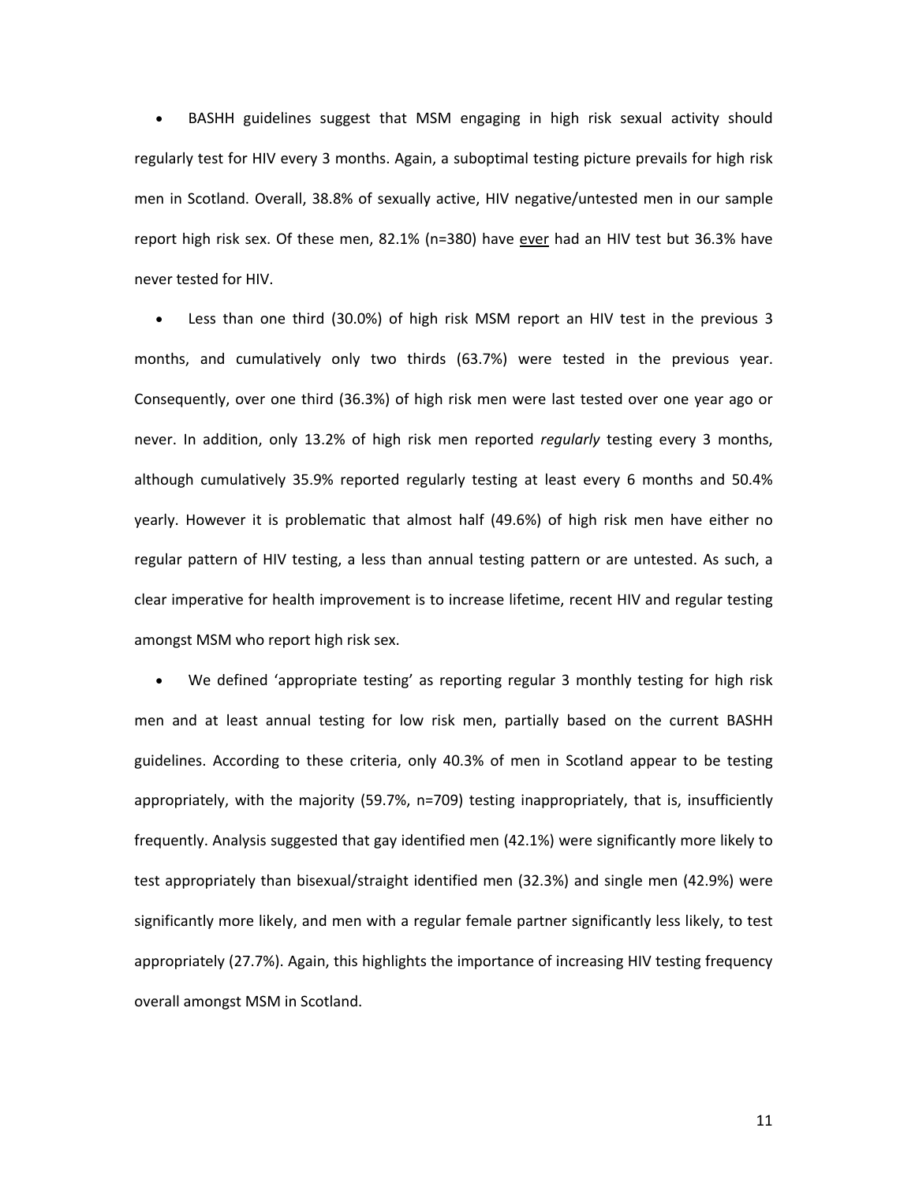- BASHH guidelines suggest that MSM engaging in high risk sexual activity should regularly test for HIV every 3 months. Again, a suboptimal testing picture prevails for high risk men in Scotland. Overall, 38.8% of sexually active, HIV negative/untested men in our sample report high risk sex. Of these men, 82.1% (n=380) have <u>ever</u> had an HIV test but 36.3% have never tested for HIV.

- Less than one third (30.0%) of high risk MSM report an HIV test in the previous 3 months, and cumulatively only two thirds (63.7%) were tested in the previous year. Consequently, over one third (36.3%) of high risk men were last tested over one year ago or never. In addition, only 13.2% of high risk men reported *regularly* testing every 3 months, although cumulatively 35.9% reported regularly testing at least every 6 months and 50.4% yearly. However it is problematic that almost half (49.6%) of high risk men have either no regular pattern of HIV testing, a less than annual testing pattern or are untested. As such, a clear imperative for health improvement is to increase lifetime, recent HIV and regular testing amongst MSM who report high risk sex.

- We defined 'appropriate testing' as reporting regular 3 monthly testing for high risk men and at least annual testing for low risk men, partially based on the current BASHH guidelines. According to these criteria, only 40.3% of men in Scotland appear to be testing appropriately, with the majority (59.7%, n=709) testing inappropriately, that is, insufficiently frequently. Analysis suggested that gay identified men (42.1%) were significantly more likely to test appropriately than bisexual/straight identified men (32.3%) and single men (42.9%) were significantly more likely, and men with a regular female partner significantly less likely, to test appropriately (27.7%). Again, this highlights the importance of increasing HIV testing frequency overall amongst MSM in Scotland.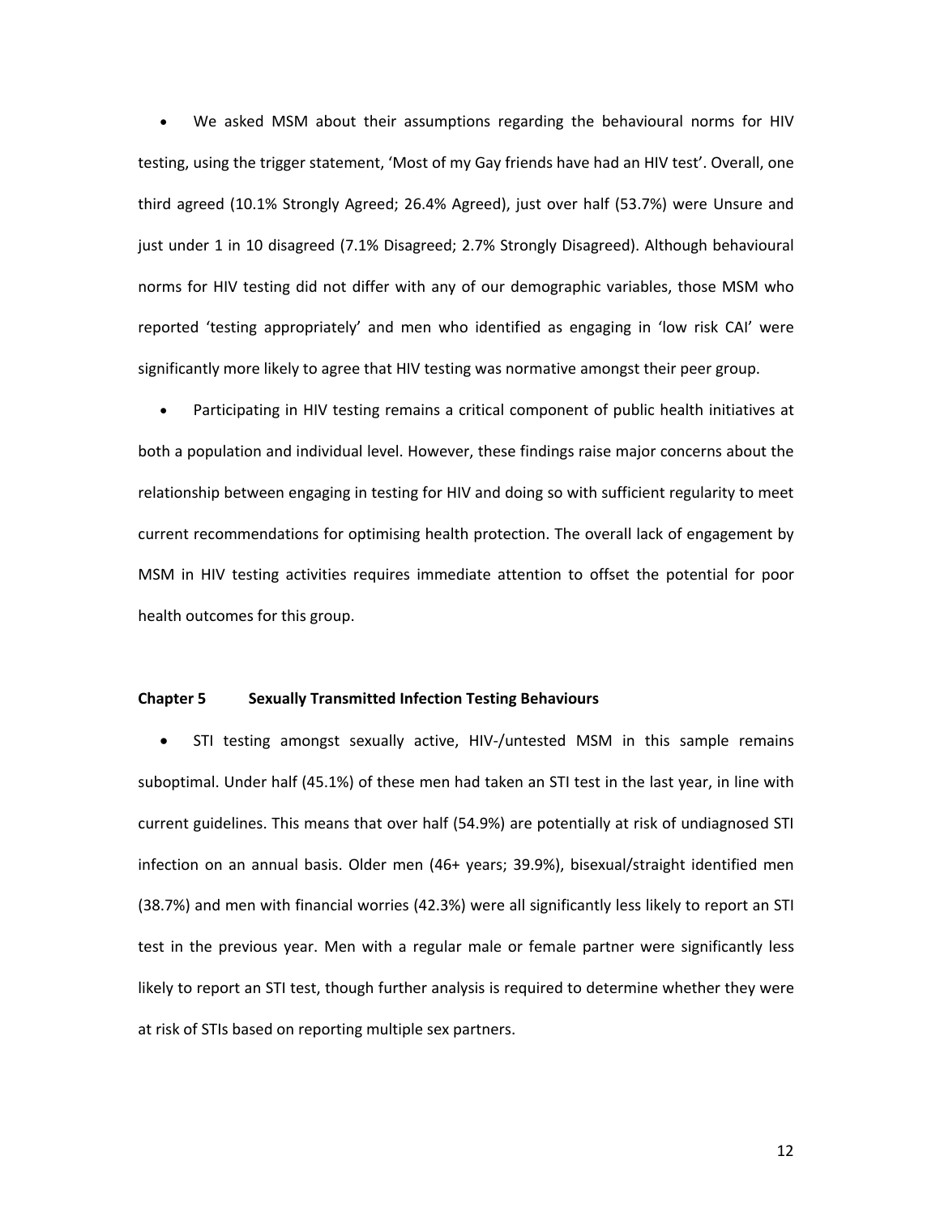- We asked MSM about their assumptions regarding the behavioural norms for HIV testing, using the trigger statement, 'Most of my Gay friends have had an HIV test'. Overall, one third agreed (10.1% Strongly Agreed; 26.4% Agreed), just over half (53.7%) were Unsure and just under 1 in 10 disagreed (7.1% Disagreed; 2.7% Strongly Disagreed). Although behavioural norms for HIV testing did not differ with any of our demographic variables, those MSM who reported 'testing appropriately' and men who identified as engaging in 'low risk CAI' were significantly more likely to agree that HIV testing was normative amongst their peer group.

- Participating in HIV testing remains a critical component of public health initiatives at both a population and individual level. However, these findings raise major concerns about the relationship between engaging in testing for HIV and doing so with sufficient regularity to meet current recommendations for optimising health protection. The overall lack of engagement by MSM in HIV testing activities requires immediate attention to offset the potential for poor health outcomes for this group.

## Chapter 5 Sexually Transmitted Infection Testing Behaviours

- STI testing amongst sexually active, HIV-/untested MSM in this sample remains suboptimal. Under half (45.1%) of these men had taken an STI test in the last year, in line with current guidelines. This means that over half (54.9%) are potentially at risk of undiagnosed STI infection on an annual basis. Older men (46+ years; 39.9%), bisexual/straight identified men (38.7%) and men with financial worries (42.3%) were all significantly less likely to report an STI test in the previous year. Men with a regular male or female partner were significantly less likely to report an STI test, though further analysis is required to determine whether they were at risk of STIs based on reporting multiple sex partners.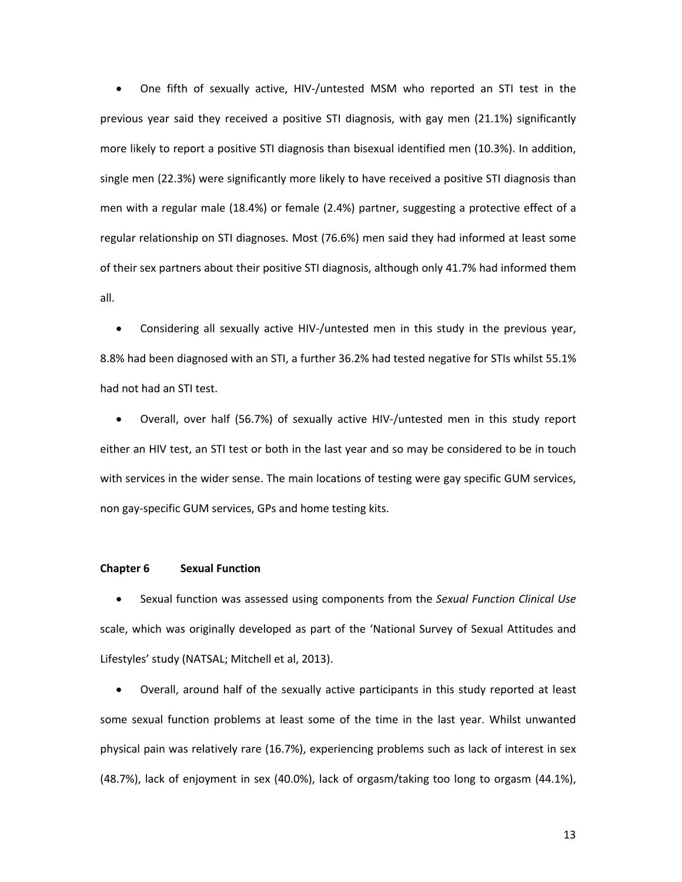- One fifth of sexually active, HIV-/untested MSM who reported an STI test in the previous year said they received a positive STI diagnosis, with gay men (21.1%) significantly more likely to report a positive STI diagnosis than bisexual identified men (10.3%). In addition, single men (22.3%) were significantly more likely to have received a positive STI diagnosis than men with a regular male (18.4%) or female (2.4%) partner, suggesting a protective effect of a regular relationship on STI diagnoses. Most (76.6%) men said they had informed at least some of their sex partners about their positive STI diagnosis, although only 41.7% had informed them all.

- Considering all sexually active HIV-/untested men in this study in the previous year, 8.8% had been diagnosed with an STI, a further 36.2% had tested negative for STIs whilst 55.1% had not had an STI test.

- Overall, over half (56.7%) of sexually active HIV-/untested men in this study report either an HIV test, an STI test or both in the last year and so may be considered to be in touch with services in the wider sense. The main locations of testing were gay specific GUM services, non gay-specific GUM services, GPs and home testing kits.

**Chapter 6 Sexual Function**

- Sexual function was assessed using components from the *Sexual Function Clinical Use* scale, which was originally developed as part of the 'National Survey of Sexual Attitudes and Lifestyles' study (NATSAL; Mitchell et al, 2013).

- Overall, around half of the sexually active participants in this study reported at least some sexual function problems at least some of the time in the last year. Whilst unwanted physical pain was relatively rare (16.7%), experiencing problems such as lack of interest in sex (48.7%), lack of enjoyment in sex (40.0%), lack of orgasm/taking too long to orgasm (44.1%),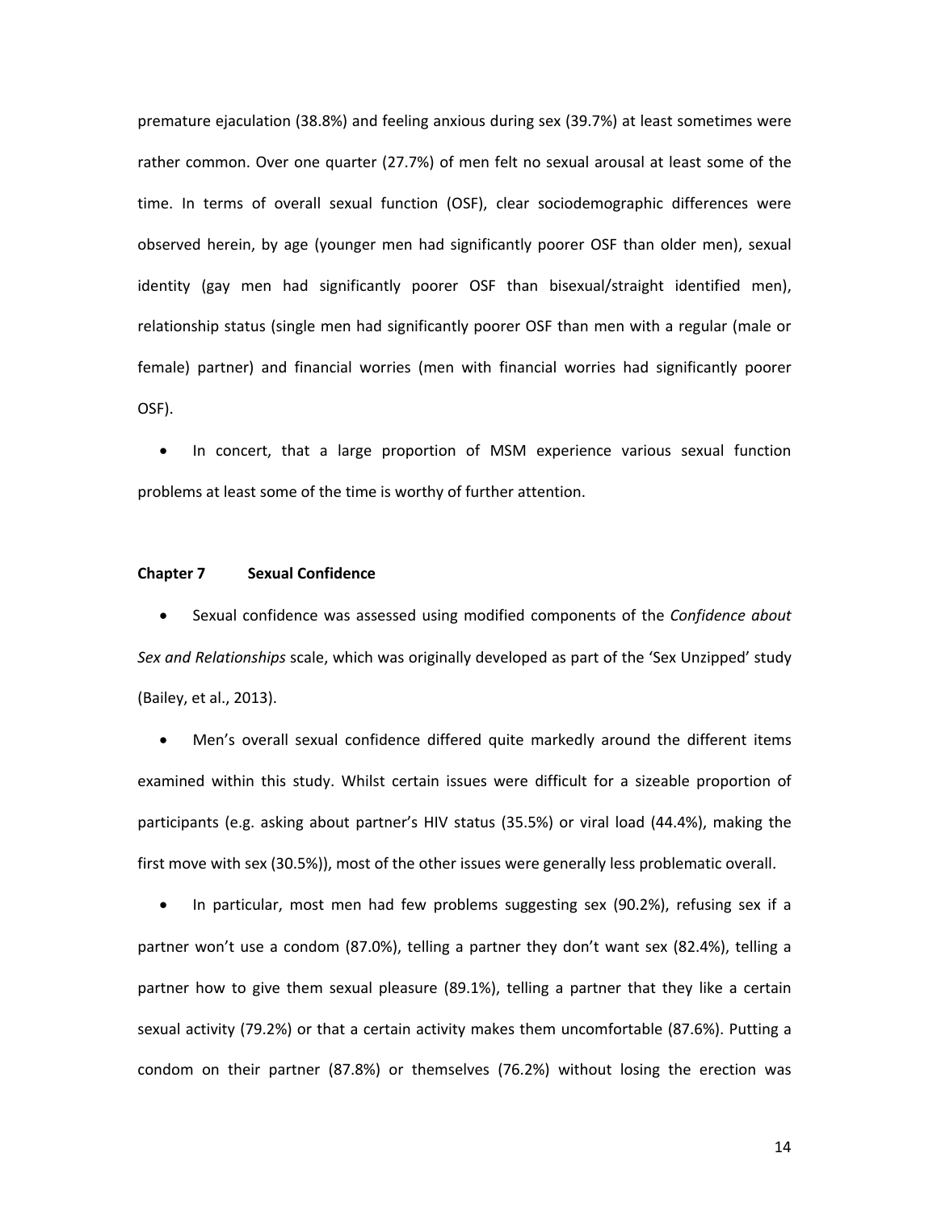premature ejaculation (38.8%) and feeling anxious during sex (39.7%) at least sometimes were rather common. Over one quarter (27.7%) of men felt no sexual arousal at least some of the time. In terms of overall sexual function (OSF), clear sociodemographic differences were observed herein, by age (younger men had significantly poorer OSF than older men), sexual identity (gay men had significantly poorer OSF than bisexual/straight identified men), relationship status (single men had significantly poorer OSF than men with a regular (male or female) partner) and financial worries (men with financial worries had significantly poorer OSF).

- In concert, that a large proportion of MSM experience various sexual function problems at least some of the time is worthy of further attention.

## Chapter 7 Sexual Confidence

- Sexual confidence was assessed using modified components of the *Confidence about Sex and Relationships* scale, which was originally developed as part of the 'Sex Unzipped' study (Bailey, et al., 2013).
- Men's overall sexual confidence differed quite markedly around the different items examined within this study. Whilst certain issues were difficult for a sizeable proportion of participants (e.g. asking about partner's HIV status (35.5%) or viral load (44.4%), making the first move with sex (30.5%)), most of the other issues were generally less problematic overall.
- In particular, most men had few problems suggesting sex (90.2%), refusing sex if a partner won't use a condom (87.0%), telling a partner they don't want sex (82.4%), telling a partner how to give them sexual pleasure (89.1%), telling a partner that they like a certain sexual activity (79.2%) or that a certain activity makes them uncomfortable (87.6%). Putting a condom on their partner (87.8%) or themselves (76.2%) without losing the erection was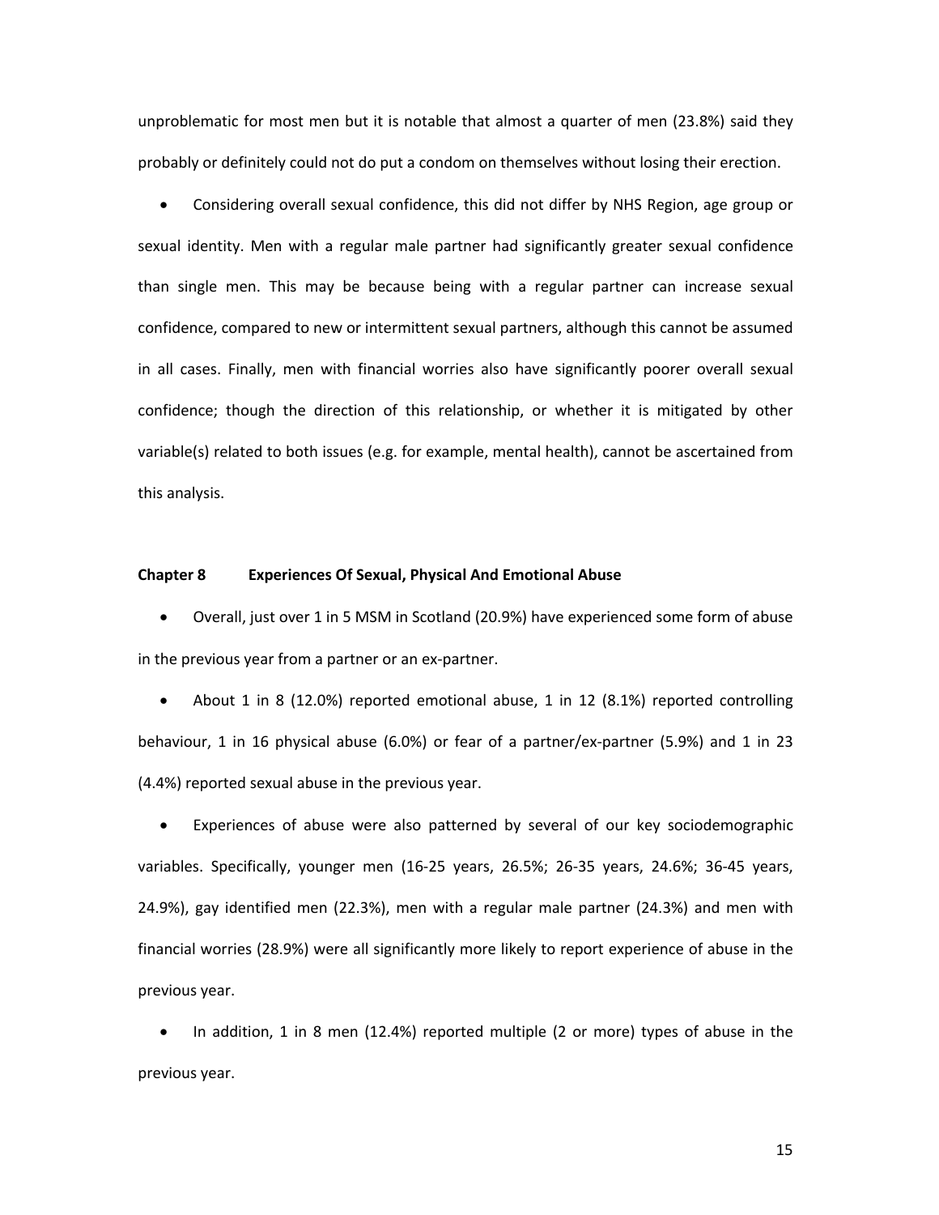unproblematic for most men but it is notable that almost a quarter of men (23.8%) said they probably or definitely could not do put a condom on themselves without losing their erection.

- Considering overall sexual confidence, this did not differ by NHS Region, age group or sexual identity. Men with a regular male partner had significantly greater sexual confidence than single men. This may be because being with a regular partner can increase sexual confidence, compared to new or intermittent sexual partners, although this cannot be assumed in all cases. Finally, men with financial worries also have significantly poorer overall sexual confidence; though the direction of this relationship, or whether it is mitigated by other variable(s) related to both issues (e.g. for example, mental health), cannot be ascertained from this analysis.

**Chapter 8 Experiences Of Sexual, Physical And Emotional Abuse**

- Overall, just over 1 in 5 MSM in Scotland (20.9%) have experienced some form of abuse in the previous year from a partner or an ex-partner.
- About 1 in 8 (12.0%) reported emotional abuse, 1 in 12 (8.1%) reported controlling behaviour, 1 in 16 physical abuse (6.0%) or fear of a partner/ex-partner (5.9%) and 1 in 23 (4.4%) reported sexual abuse in the previous year.
- Experiences of abuse were also patterned by several of our key sociodemographic variables. Specifically, younger men (16-25 years, 26.5%; 26-35 years, 24.6%; 36-45 years, 24.9%), gay identified men (22.3%), men with a regular male partner (24.3%) and men with financial worries (28.9%) were all significantly more likely to report experience of abuse in the previous year.
- In addition, 1 in 8 men (12.4%) reported multiple (2 or more) types of abuse in the previous year.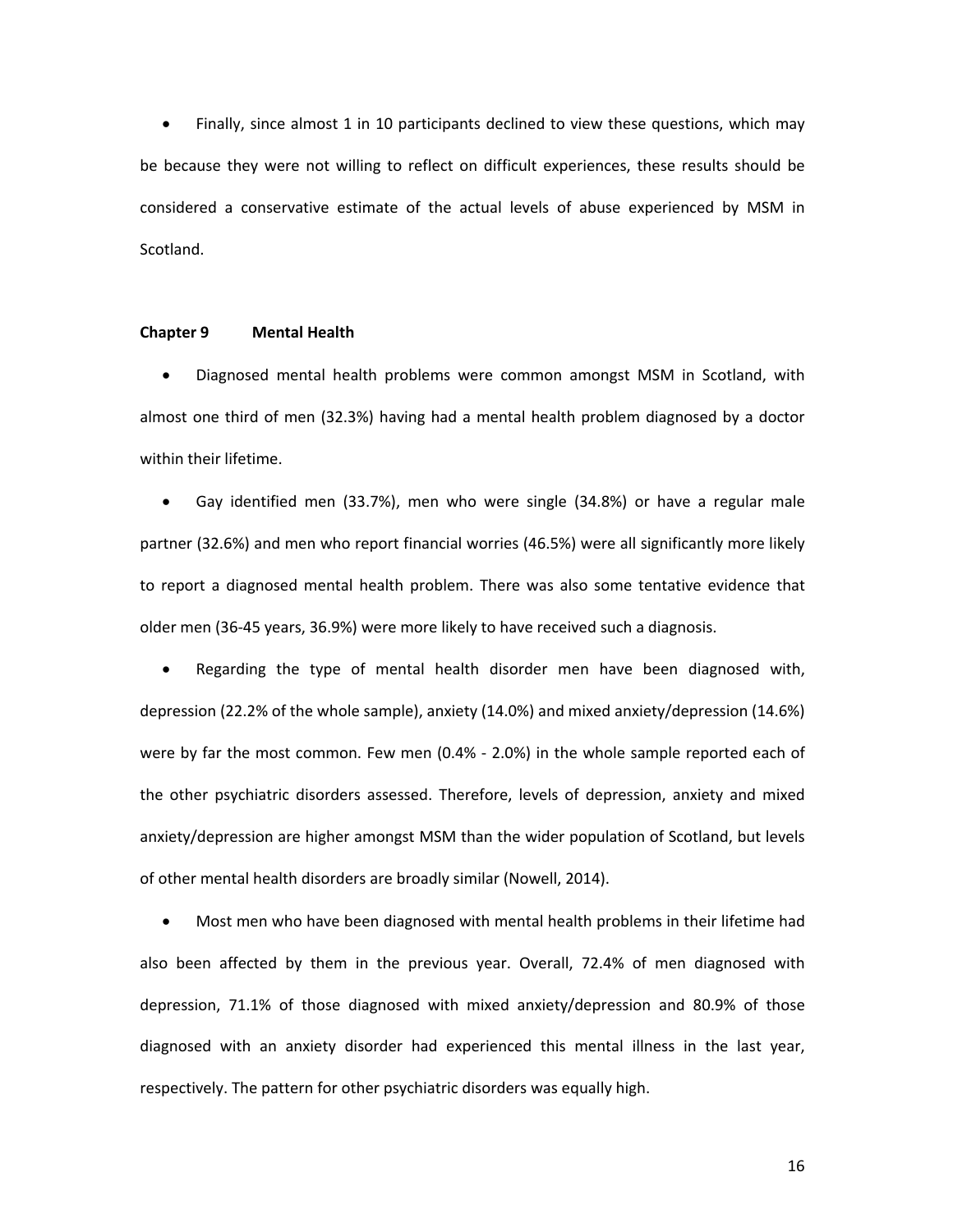- Finally, since almost 1 in 10 participants declined to view these questions, which may be because they were not willing to reflect on difficult experiences, these results should be considered a conservative estimate of the actual levels of abuse experienced by MSM in Scotland.

## Chapter 9 Mental Health

- Diagnosed mental health problems were common amongst MSM in Scotland, with almost one third of men (32.3%) having had a mental health problem diagnosed by a doctor within their lifetime.
- Gay identified men (33.7%), men who were single (34.8%) or have a regular male partner (32.6%) and men who report financial worries (46.5%) were all significantly more likely to report a diagnosed mental health problem. There was also some tentative evidence that older men (36-45 years, 36.9%) were more likely to have received such a diagnosis.
- Regarding the type of mental health disorder men have been diagnosed with, depression (22.2% of the whole sample), anxiety (14.0%) and mixed anxiety/depression (14.6%) were by far the most common. Few men (0.4% - 2.0%) in the whole sample reported each of the other psychiatric disorders assessed. Therefore, levels of depression, anxiety and mixed anxiety/depression are higher amongst MSM than the wider population of Scotland, but levels of other mental health disorders are broadly similar (Nowell, 2014).
- Most men who have been diagnosed with mental health problems in their lifetime had also been affected by them in the previous year. Overall, 72.4% of men diagnosed with depression, 71.1% of those diagnosed with mixed anxiety/depression and 80.9% of those diagnosed with an anxiety disorder had experienced this mental illness in the last year, respectively. The pattern for other psychiatric disorders was equally high.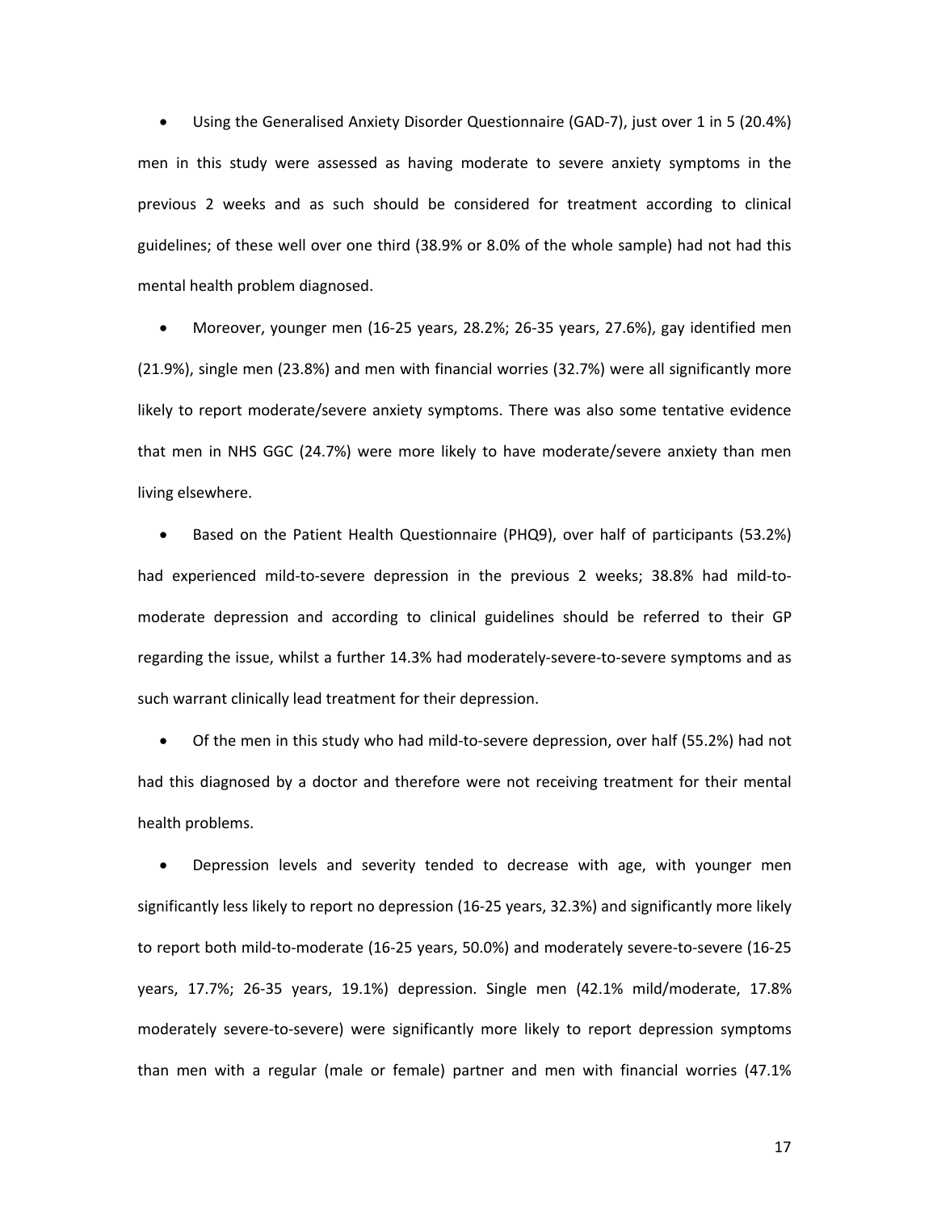- Using the Generalised Anxiety Disorder Questionnaire (GAD-7), just over 1 in 5 (20.4%) men in this study were assessed as having moderate to severe anxiety symptoms in the previous 2 weeks and as such should be considered for treatment according to clinical guidelines; of these well over one third (38.9% or 8.0% of the whole sample) had not had this mental health problem diagnosed.

- Moreover, younger men (16-25 years, 28.2%; 26-35 years, 27.6%), gay identified men (21.9%), single men (23.8%) and men with financial worries (32.7%) were all significantly more likely to report moderate/severe anxiety symptoms. There was also some tentative evidence that men in NHS GGC (24.7%) were more likely to have moderate/severe anxiety than men living elsewhere.

- Based on the Patient Health Questionnaire (PHQ9), over half of participants (53.2%) had experienced mild-to-severe depression in the previous 2 weeks; 38.8% had mild-to-moderate depression and according to clinical guidelines should be referred to their GP regarding the issue, whilst a further 14.3% had moderately-severe-to-severe symptoms and as such warrant clinically lead treatment for their depression.

- Of the men in this study who had mild-to-severe depression, over half (55.2%) had not had this diagnosed by a doctor and therefore were not receiving treatment for their mental health problems.

- Depression levels and severity tended to decrease with age, with younger men significantly less likely to report no depression (16-25 years, 32.3%) and significantly more likely to report both mild-to-moderate (16-25 years, 50.0%) and moderately severe-to-severe (16-25 years, 17.7%; 26-35 years, 19.1%) depression. Single men (42.1% mild/moderate, 17.8% moderately severe-to-severe) were significantly more likely to report depression symptoms than men with a regular (male or female) partner and men with financial worries (47.1%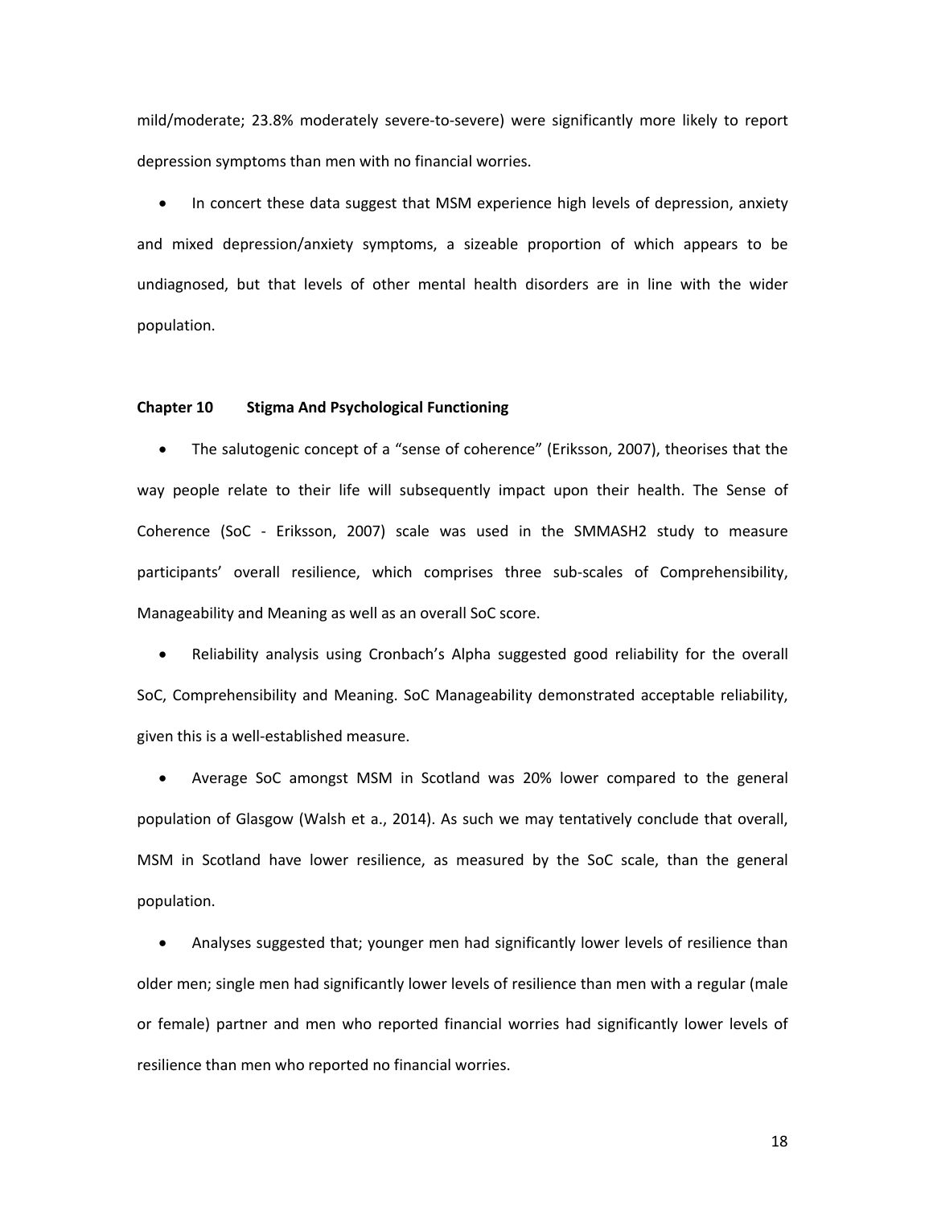mild/moderate; 23.8% moderately severe-to-severe) were significantly more likely to report depression symptoms than men with no financial worries.

- In concert these data suggest that MSM experience high levels of depression, anxiety and mixed depression/anxiety symptoms, a sizeable proportion of which appears to be undiagnosed, but that levels of other mental health disorders are in line with the wider population.

## Chapter 10 Stigma And Psychological Functioning

- The salutogenic concept of a "sense of coherence" (Eriksson, 2007), theorises that the way people relate to their life will subsequently impact upon their health. The Sense of Coherence (SoC - Eriksson, 2007) scale was used in the SMMASH2 study to measure participants' overall resilience, which comprises three sub-scales of Comprehensibility, Manageability and Meaning as well as an overall SoC score.

- Reliability analysis using Cronbach's Alpha suggested good reliability for the overall SoC, Comprehensibility and Meaning. SoC Manageability demonstrated acceptable reliability, given this is a well-established measure.

- Average SoC amongst MSM in Scotland was 20% lower compared to the general population of Glasgow (Walsh et a., 2014). As such we may tentatively conclude that overall, MSM in Scotland have lower resilience, as measured by the SoC scale, than the general population.

- Analyses suggested that; younger men had significantly lower levels of resilience than older men; single men had significantly lower levels of resilience than men with a regular (male or female) partner and men who reported financial worries had significantly lower levels of resilience than men who reported no financial worries.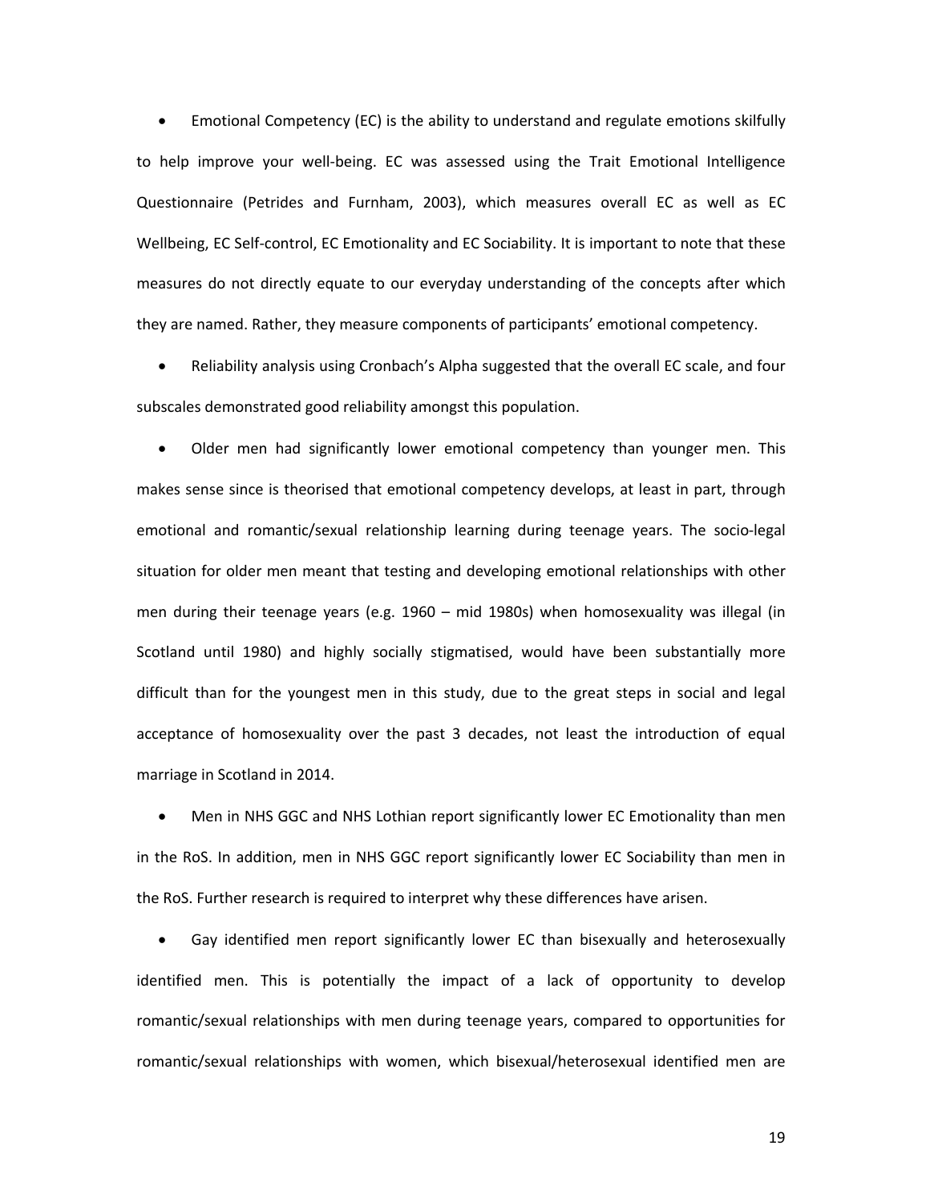- Emotional Competency (EC) is the ability to understand and regulate emotions skilfully to help improve your well-being. EC was assessed using the Trait Emotional Intelligence Questionnaire (Petrides and Furnham, 2003), which measures overall EC as well as EC Wellbeing, EC Self-control, EC Emotionality and EC Sociability. It is important to note that these measures do not directly equate to our everyday understanding of the concepts after which they are named. Rather, they measure components of participants' emotional competency.

- Reliability analysis using Cronbach's Alpha suggested that the overall EC scale, and four subscales demonstrated good reliability amongst this population.

- Older men had significantly lower emotional competency than younger men. This makes sense since is theorised that emotional competency develops, at least in part, through emotional and romantic/sexual relationship learning during teenage years. The socio-legal situation for older men meant that testing and developing emotional relationships with other men during their teenage years (e.g. 1960 – mid 1980s) when homosexuality was illegal (in Scotland until 1980) and highly socially stigmatised, would have been substantially more difficult than for the youngest men in this study, due to the great steps in social and legal acceptance of homosexuality over the past 3 decades, not least the introduction of equal marriage in Scotland in 2014.

- Men in NHS GGC and NHS Lothian report significantly lower EC Emotionality than men in the RoS. In addition, men in NHS GGC report significantly lower EC Sociability than men in the RoS. Further research is required to interpret why these differences have arisen.

- Gay identified men report significantly lower EC than bisexually and heterosexually identified men. This is potentially the impact of a lack of opportunity to develop romantic/sexual relationships with men during teenage years, compared to opportunities for romantic/sexual relationships with women, which bisexual/heterosexual identified men are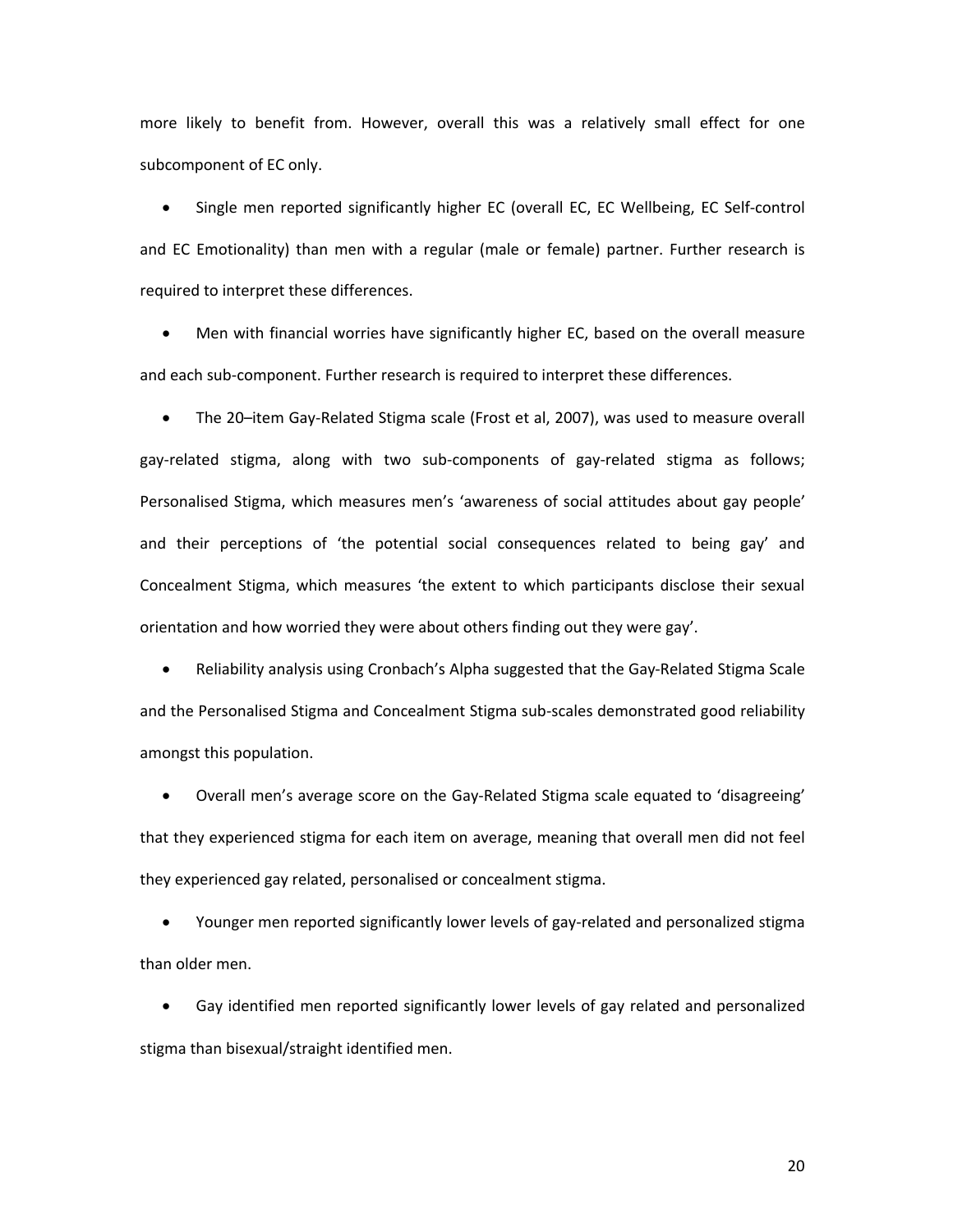more likely to benefit from. However, overall this was a relatively small effect for one subcomponent of EC only.

- Single men reported significantly higher EC (overall EC, EC Wellbeing, EC Self-control and EC Emotionality) than men with a regular (male or female) partner. Further research is required to interpret these differences.
- Men with financial worries have significantly higher EC, based on the overall measure and each sub-component. Further research is required to interpret these differences.
- The 20–item Gay-Related Stigma scale (Frost et al, 2007), was used to measure overall gay-related stigma, along with two sub-components of gay-related stigma as follows; Personalised Stigma, which measures men's 'awareness of social attitudes about gay people' and their perceptions of 'the potential social consequences related to being gay' and Concealment Stigma, which measures 'the extent to which participants disclose their sexual orientation and how worried they were about others finding out they were gay'.
- Reliability analysis using Cronbach's Alpha suggested that the Gay-Related Stigma Scale and the Personalised Stigma and Concealment Stigma sub-scales demonstrated good reliability amongst this population.
- Overall men's average score on the Gay-Related Stigma scale equated to 'disagreeing' that they experienced stigma for each item on average, meaning that overall men did not feel they experienced gay related, personalised or concealment stigma.
- Younger men reported significantly lower levels of gay-related and personalized stigma than older men.
- Gay identified men reported significantly lower levels of gay related and personalized stigma than bisexual/straight identified men.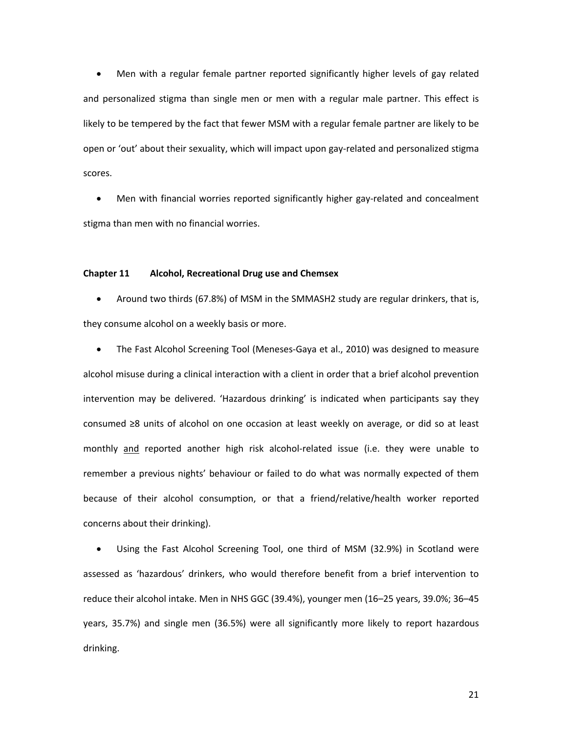- Men with a regular female partner reported significantly higher levels of gay related and personalized stigma than single men or men with a regular male partner. This effect is likely to be tempered by the fact that fewer MSM with a regular female partner are likely to be open or 'out' about their sexuality, which will impact upon gay-related and personalized stigma scores.

- Men with financial worries reported significantly higher gay-related and concealment stigma than men with no financial worries.

## Chapter 11 Alcohol, Recreational Drug use and Chemsex

- Around two thirds (67.8%) of MSM in the SMMASH2 study are regular drinkers, that is, they consume alcohol on a weekly basis or more.

- The Fast Alcohol Screening Tool (Meneses-Gaya et al., 2010) was designed to measure alcohol misuse during a clinical interaction with a client in order that a brief alcohol prevention intervention may be delivered. 'Hazardous drinking' is indicated when participants say they consumed ≥8 units of alcohol on one occasion at least weekly on average, or did so at least monthly <u>and</u> reported another high risk alcohol-related issue (i.e. they were unable to remember a previous nights' behaviour or failed to do what was normally expected of them because of their alcohol consumption, or that a friend/relative/health worker reported concerns about their drinking).

- Using the Fast Alcohol Screening Tool, one third of MSM (32.9%) in Scotland were assessed as 'hazardous' drinkers, who would therefore benefit from a brief intervention to reduce their alcohol intake. Men in NHS GGC (39.4%), younger men (16–25 years, 39.0%; 36–45 years, 35.7%) and single men (36.5%) were all significantly more likely to report hazardous drinking.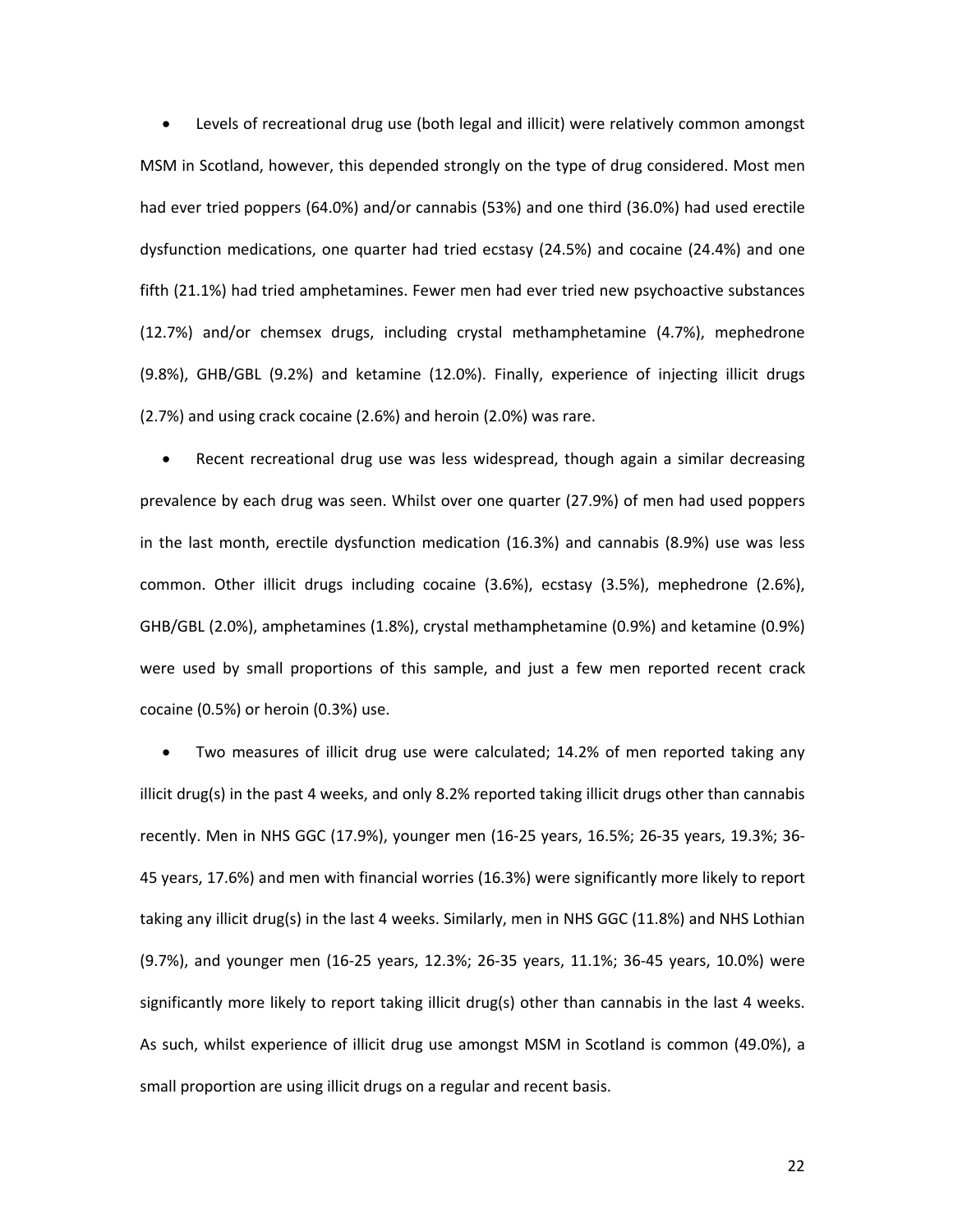- Levels of recreational drug use (both legal and illicit) were relatively common amongst MSM in Scotland, however, this depended strongly on the type of drug considered. Most men had ever tried poppers (64.0%) and/or cannabis (53%) and one third (36.0%) had used erectile dysfunction medications, one quarter had tried ecstasy (24.5%) and cocaine (24.4%) and one fifth (21.1%) had tried amphetamines. Fewer men had ever tried new psychoactive substances (12.7%) and/or chemsex drugs, including crystal methamphetamine (4.7%), mephedrone (9.8%), GHB/GBL (9.2%) and ketamine (12.0%). Finally, experience of injecting illicit drugs (2.7%) and using crack cocaine (2.6%) and heroin (2.0%) was rare.

- Recent recreational drug use was less widespread, though again a similar decreasing prevalence by each drug was seen. Whilst over one quarter (27.9%) of men had used poppers in the last month, erectile dysfunction medication (16.3%) and cannabis (8.9%) use was less common. Other illicit drugs including cocaine (3.6%), ecstasy (3.5%), mephedrone (2.6%), GHB/GBL (2.0%), amphetamines (1.8%), crystal methamphetamine (0.9%) and ketamine (0.9%) were used by small proportions of this sample, and just a few men reported recent crack cocaine (0.5%) or heroin (0.3%) use.

- Two measures of illicit drug use were calculated; 14.2% of men reported taking any illicit drug(s) in the past 4 weeks, and only 8.2% reported taking illicit drugs other than cannabis recently. Men in NHS GGC (17.9%), younger men (16-25 years, 16.5%; 26-35 years, 19.3%; 36-45 years, 17.6%) and men with financial worries (16.3%) were significantly more likely to report taking any illicit drug(s) in the last 4 weeks. Similarly, men in NHS GGC (11.8%) and NHS Lothian (9.7%), and younger men (16-25 years, 12.3%; 26-35 years, 11.1%; 36-45 years, 10.0%) were significantly more likely to report taking illicit drug(s) other than cannabis in the last 4 weeks. As such, whilst experience of illicit drug use amongst MSM in Scotland is common (49.0%), a small proportion are using illicit drugs on a regular and recent basis.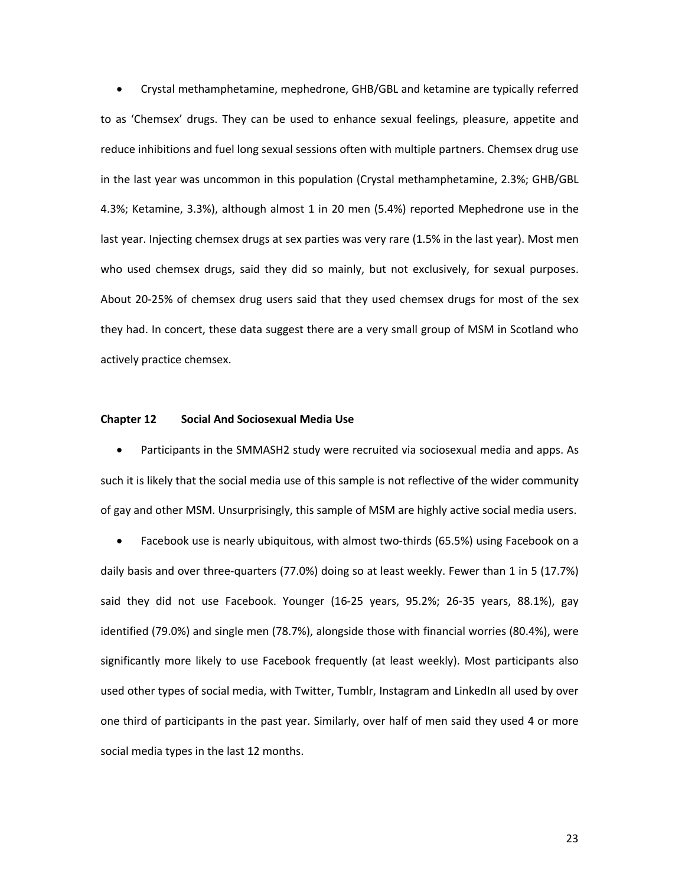- Crystal methamphetamine, mephedrone, GHB/GBL and ketamine are typically referred to as 'Chemsex' drugs. They can be used to enhance sexual feelings, pleasure, appetite and reduce inhibitions and fuel long sexual sessions often with multiple partners. Chemsex drug use in the last year was uncommon in this population (Crystal methamphetamine, 2.3%; GHB/GBL 4.3%; Ketamine, 3.3%), although almost 1 in 20 men (5.4%) reported Mephedrone use in the last year. Injecting chemsex drugs at sex parties was very rare (1.5% in the last year). Most men who used chemsex drugs, said they did so mainly, but not exclusively, for sexual purposes. About 20-25% of chemsex drug users said that they used chemsex drugs for most of the sex they had. In concert, these data suggest there are a very small group of MSM in Scotland who actively practice chemsex.

**Chapter 12 Social And Sociosexual Media Use**

- Participants in the SMMASH2 study were recruited via sociosexual media and apps. As such it is likely that the social media use of this sample is not reflective of the wider community of gay and other MSM. Unsurprisingly, this sample of MSM are highly active social media users.
- Facebook use is nearly ubiquitous, with almost two-thirds (65.5%) using Facebook on a daily basis and over three-quarters (77.0%) doing so at least weekly. Fewer than 1 in 5 (17.7%) said they did not use Facebook. Younger (16-25 years, 95.2%; 26-35 years, 88.1%), gay identified (79.0%) and single men (78.7%), alongside those with financial worries (80.4%), were significantly more likely to use Facebook frequently (at least weekly). Most participants also used other types of social media, with Twitter, Tumblr, Instagram and LinkedIn all used by over one third of participants in the past year. Similarly, over half of men said they used 4 or more social media types in the last 12 months.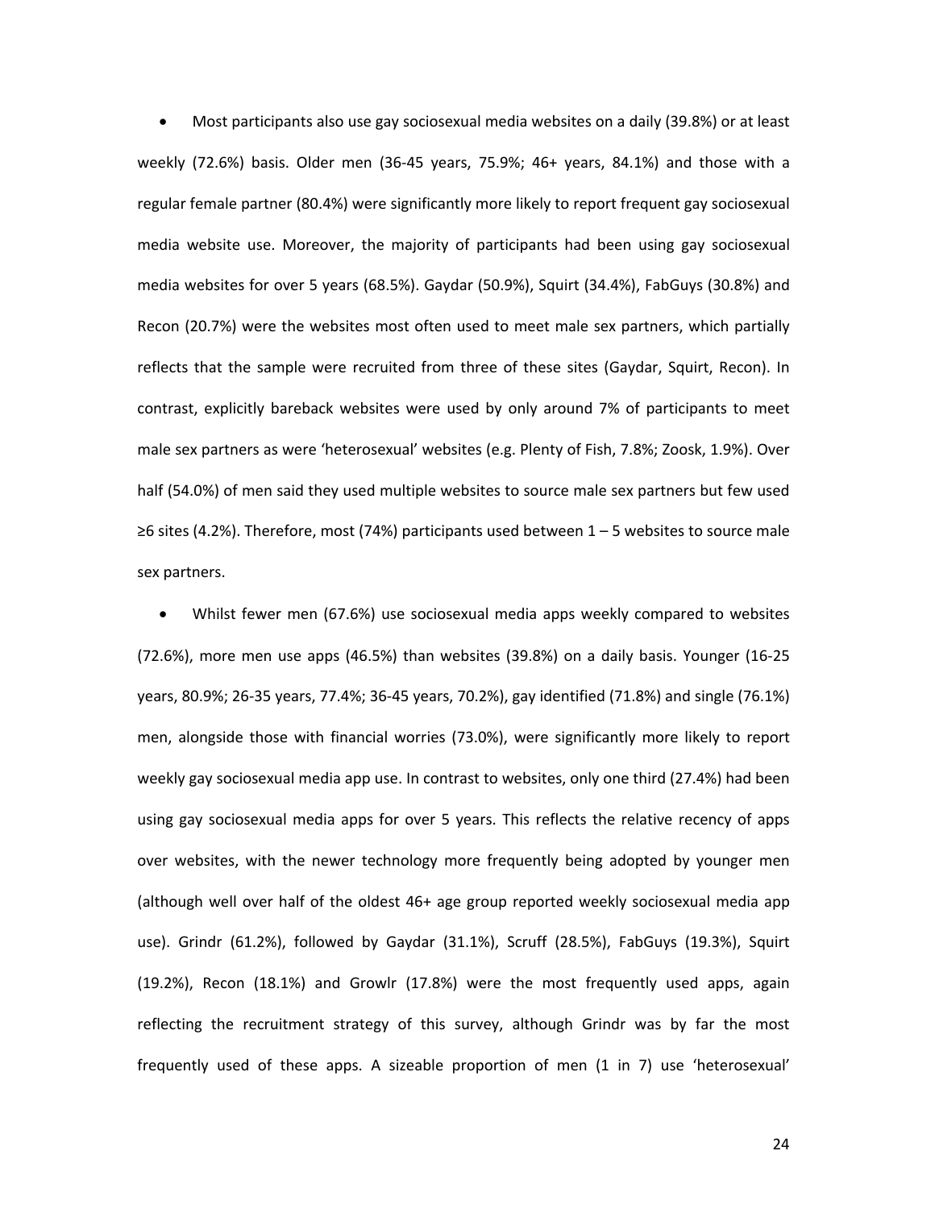- Most participants also use gay sociosexual media websites on a daily (39.8%) or at least weekly (72.6%) basis. Older men (36-45 years, 75.9%; 46+ years, 84.1%) and those with a regular female partner (80.4%) were significantly more likely to report frequent gay sociosexual media website use. Moreover, the majority of participants had been using gay sociosexual media websites for over 5 years (68.5%). Gaydar (50.9%), Squirt (34.4%), FabGuys (30.8%) and Recon (20.7%) were the websites most often used to meet male sex partners, which partially reflects that the sample were recruited from three of these sites (Gaydar, Squirt, Recon). In contrast, explicitly bareback websites were used by only around 7% of participants to meet male sex partners as were 'heterosexual' websites (e.g. Plenty of Fish, 7.8%; Zoosk, 1.9%). Over half (54.0%) of men said they used multiple websites to source male sex partners but few used ≥6 sites (4.2%). Therefore, most (74%) participants used between 1 – 5 websites to source male sex partners.

- Whilst fewer men (67.6%) use sociosexual media apps weekly compared to websites (72.6%), more men use apps (46.5%) than websites (39.8%) on a daily basis. Younger (16-25 years, 80.9%; 26-35 years, 77.4%; 36-45 years, 70.2%), gay identified (71.8%) and single (76.1%) men, alongside those with financial worries (73.0%), were significantly more likely to report weekly gay sociosexual media app use. In contrast to websites, only one third (27.4%) had been using gay sociosexual media apps for over 5 years. This reflects the relative recency of apps over websites, with the newer technology more frequently being adopted by younger men (although well over half of the oldest 46+ age group reported weekly sociosexual media app use). Grindr (61.2%), followed by Gaydar (31.1%), Scruff (28.5%), FabGuys (19.3%), Squirt (19.2%), Recon (18.1%) and Growlr (17.8%) were the most frequently used apps, again reflecting the recruitment strategy of this survey, although Grindr was by far the most frequently used of these apps. A sizeable proportion of men (1 in 7) use 'heterosexual'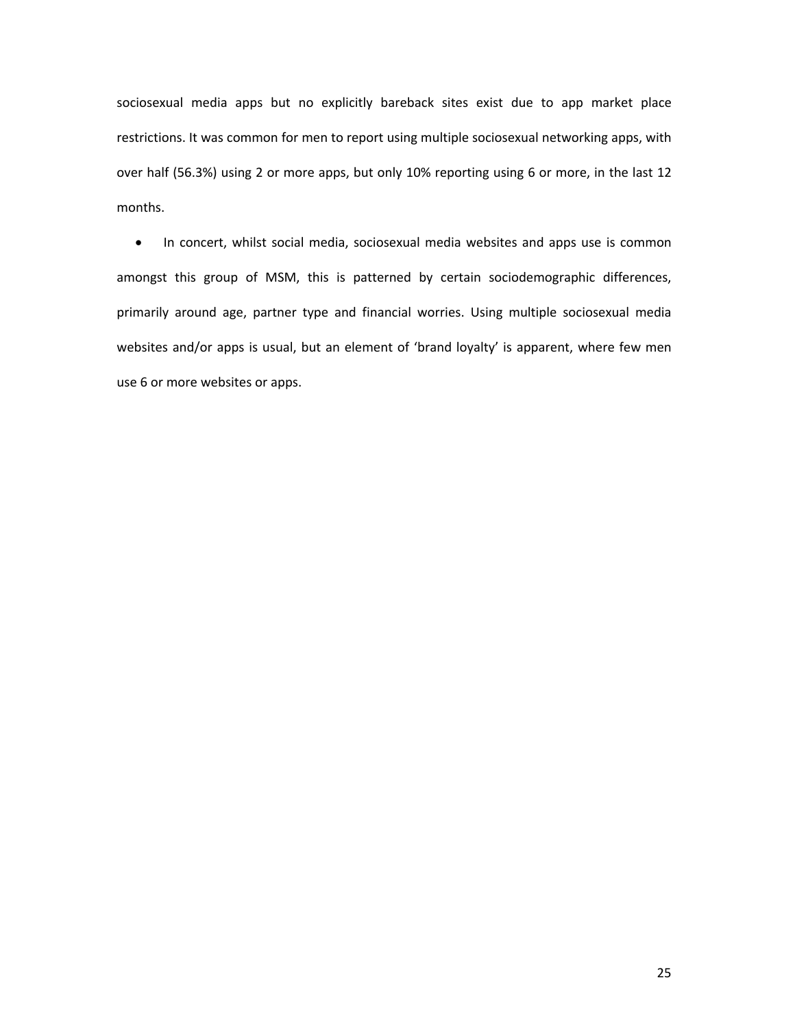sociosexual media apps but no explicitly bareback sites exist due to app market place restrictions. It was common for men to report using multiple sociosexual networking apps, with over half (56.3%) using 2 or more apps, but only 10% reporting using 6 or more, in the last 12 months.

- In concert, whilst social media, sociosexual media websites and apps use is common amongst this group of MSM, this is patterned by certain sociodemographic differences, primarily around age, partner type and financial worries. Using multiple sociosexual media websites and/or apps is usual, but an element of 'brand loyalty' is apparent, where few men use 6 or more websites or apps.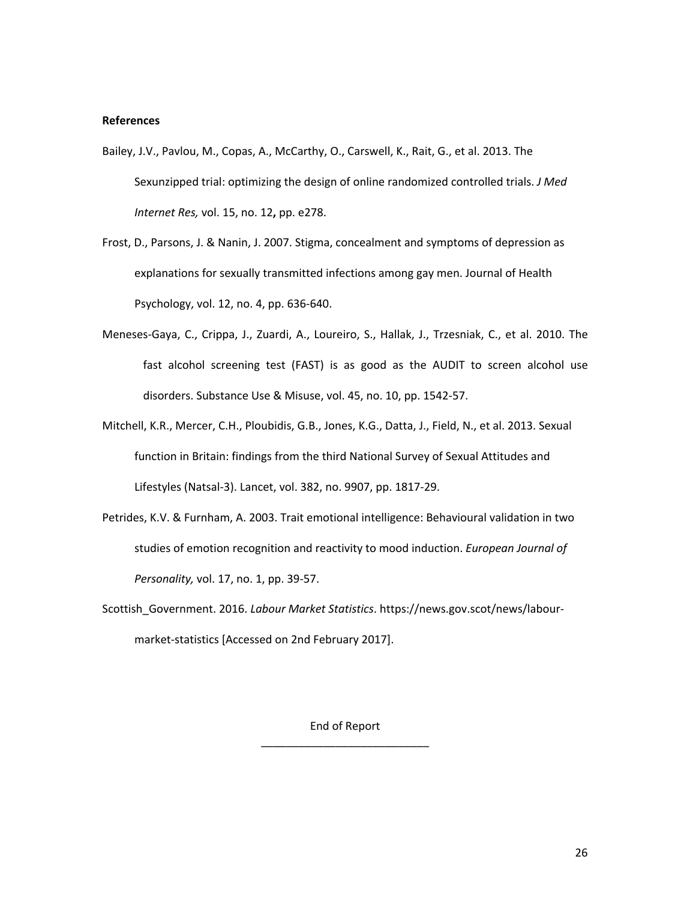**References**

Bailey, J.V., Pavlou, M., Copas, A., McCarthy, O., Carswell, K., Rait, G., et al. 2013. The Sexunzipped trial: optimizing the design of online randomized controlled trials. *J Med Internet Res,* vol. 15, no. 12**,** pp. e278.

Frost, D., Parsons, J. & Nanin, J. 2007. Stigma, concealment and symptoms of depression as explanations for sexually transmitted infections among gay men. Journal of Health Psychology, vol. 12, no. 4, pp. 636-640.

Meneses-Gaya, C., Crippa, J., Zuardi, A., Loureiro, S., Hallak, J., Trzesniak, C., et al. 2010. The fast alcohol screening test (FAST) is as good as the AUDIT to screen alcohol use disorders. Substance Use & Misuse, vol. 45, no. 10, pp. 1542-57.

Mitchell, K.R., Mercer, C.H., Ploubidis, G.B., Jones, K.G., Datta, J., Field, N., et al. 2013. Sexual function in Britain: findings from the third National Survey of Sexual Attitudes and Lifestyles (Natsal-3). Lancet, vol. 382, no. 9907, pp. 1817-29.

Petrides, K.V. & Furnham, A. 2003. Trait emotional intelligence: Behavioural validation in two studies of emotion recognition and reactivity to mood induction. *European Journal of Personality,* vol. 17, no. 1, pp. 39-57.

Scottish_Government. 2016. *Labour Market Statistics*. https://news.gov.scot/news/labour-market-statistics [Accessed on 2nd February 2017].

End of Report